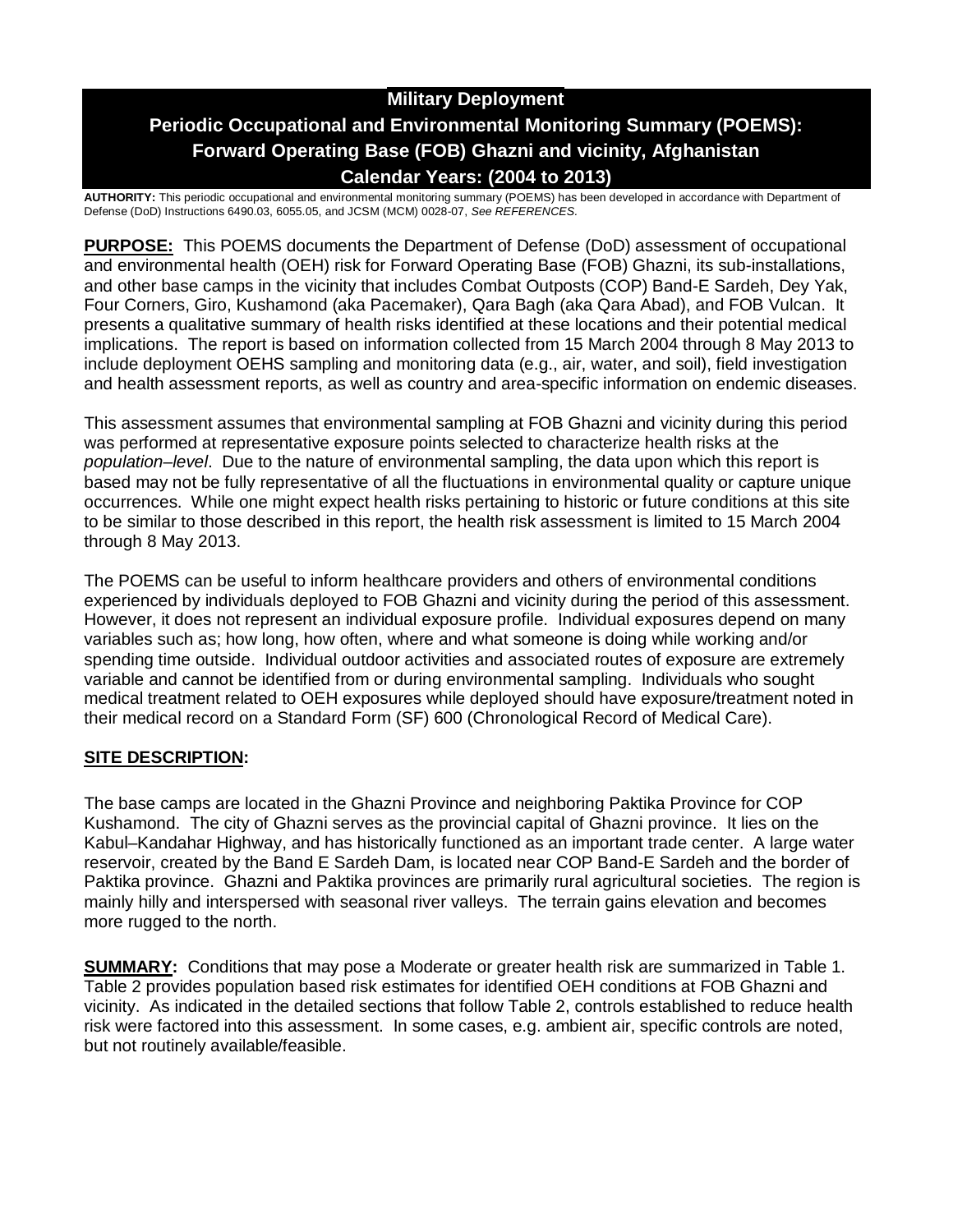# Military Deployment

# Periodic Occupational and Environmental Monitoring Summary (POEMS): Forward Operating Base (FOB) Ghazni and vicinity, Afghanistan Calendar Years: (2004 to 2013)

**AUTHORITY:** This periodic occupational and environmental monitoring summary (POEMS) has been developed in accordance with Department of Defense (DoD) Instructions 6490.03, 6055.05, and JCSM (MCM) 0028-07, *See REFERENCES.*

**PURPOSE:** This POEMS documents the Department of Defense (DoD) assessment of occupational and environmental health (OEH) risk for Forward Operating Base (FOB) Ghazni, its sub-installations, and other base camps in the vicinity that includes Combat Outposts (COP) Band-E Sardeh, Dey Yak, Four Corners, Giro, Kushamond (aka Pacemaker), Qara Bagh (aka Qara Abad), and FOB Vulcan. It presents a qualitative summary of health risks identified at these locations and their potential medical implications. The report is based on information collected from 15 March 2004 through 8 May 2013 to include deployment OEHS sampling and monitoring data (e.g., air, water, and soil), field investigation and health assessment reports, as well as country and area-specific information on endemic diseases.

This assessment assumes that environmental sampling at FOB Ghazni and vicinity during this period was performed at representative exposure points selected to characterize health risks at the *population–level*. Due to the nature of environmental sampling, the data upon which this report is based may not be fully representative of all the fluctuations in environmental quality or capture unique occurrences. While one might expect health risks pertaining to historic or future conditions at this site to be similar to those described in this report, the health risk assessment is limited to 15 March 2004 through 8 May 2013.

The POEMS can be useful to inform healthcare providers and others of environmental conditions experienced by individuals deployed to FOB Ghazni and vicinity during the period of this assessment. However, it does not represent an individual exposure profile. Individual exposures depend on many variables such as; how long, how often, where and what someone is doing while working and/or spending time outside. Individual outdoor activities and associated routes of exposure are extremely variable and cannot be identified from or during environmental sampling. Individuals who sought medical treatment related to OEH exposures while deployed should have exposure/treatment noted in their medical record on a Standard Form (SF) 600 (Chronological Record of Medical Care).

**SITE DESCRIPTION:**

The base camps are located in the Ghazni Province and neighboring Paktika Province for COP Kushamond. The city of Ghazni serves as the provincial capital of Ghazni province. It lies on the Kabul–Kandahar Highway, and has historically functioned as an important trade center. A large water reservoir, created by the Band E Sardeh Dam, is located near COP Band-E Sardeh and the border of Paktika province. Ghazni and Paktika provinces are primarily rural agricultural societies. The region is mainly hilly and interspersed with seasonal river valleys. The terrain gains elevation and becomes more rugged to the north.

**SUMMARY:** Conditions that may pose a Moderate or greater health risk are summarized in Table 1. Table 2 provides population based risk estimates for identified OEH conditions at FOB Ghazni and vicinity. As indicated in the detailed sections that follow Table 2, controls established to reduce health risk were factored into this assessment. In some cases, e.g. ambient air, specific controls are noted, but not routinely available/feasible.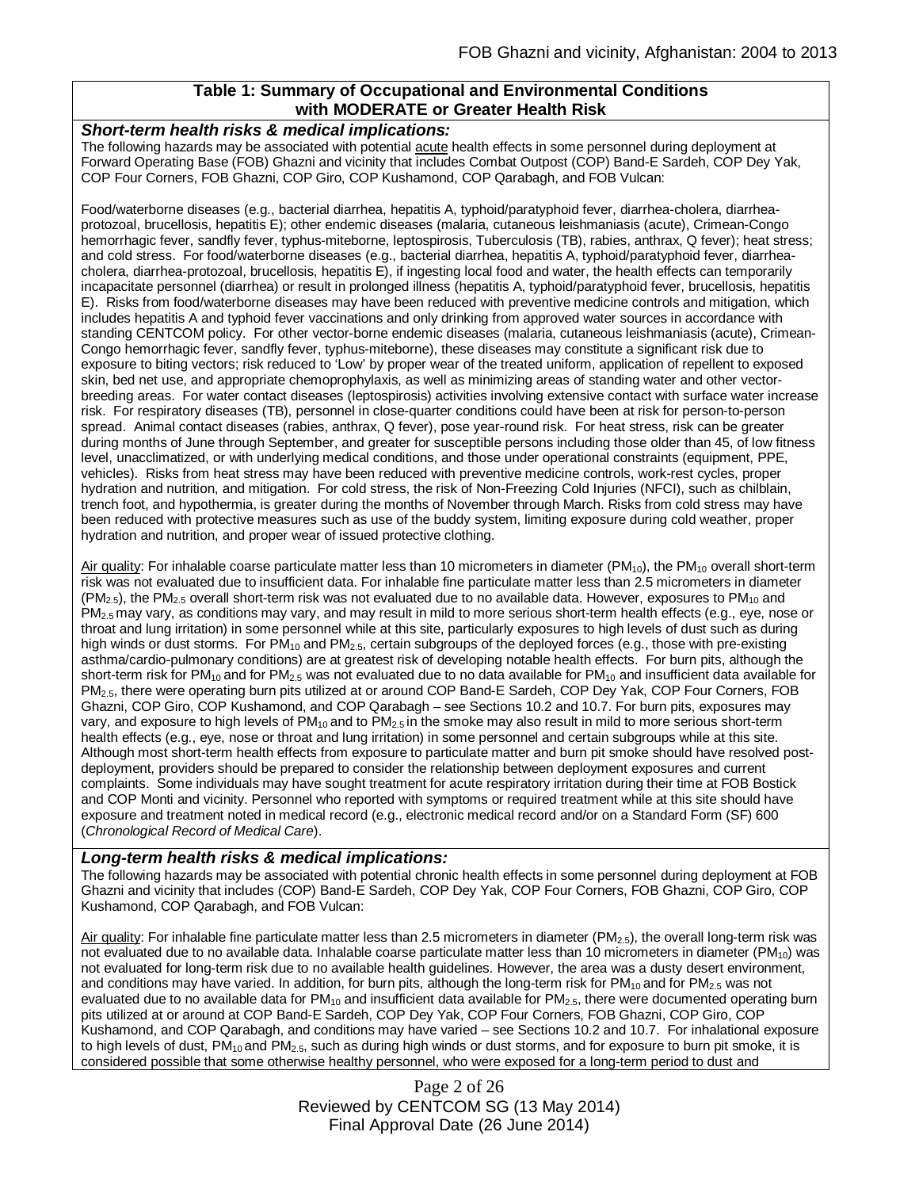**Table 1: Summary of Occupational and Environmental Conditions with MODERATE or Greater Health Risk**

***Short-term health risks & medical implications:***

The following hazards may be associated with potential acute health effects in some personnel during deployment at Forward Operating Base (FOB) Ghazni and vicinity that includes Combat Outpost (COP) Band-E Sardeh, COP Dey Yak, COP Four Corners, FOB Ghazni, COP Giro, COP Kushamond, COP Qarabagh, and FOB Vulcan:

Food/waterborne diseases (e.g., bacterial diarrhea, hepatitis A, typhoid/paratyphoid fever, diarrhea-cholera, diarrhea-protozoal, brucellosis, hepatitis E); other endemic diseases (malaria, cutaneous leishmaniasis (acute), Crimean-Congo hemorrhagic fever, sandfly fever, typhus-miteborne, leptospirosis, Tuberculosis (TB), rabies, anthrax, Q fever); heat stress; and cold stress. For food/waterborne diseases (e.g., bacterial diarrhea, hepatitis A, typhoid/paratyphoid fever, diarrhea-cholera, diarrhea-protozoal, brucellosis, hepatitis E), if ingesting local food and water, the health effects can temporarily incapacitate personnel (diarrhea) or result in prolonged illness (hepatitis A, typhoid/paratyphoid fever, brucellosis, hepatitis E). Risks from food/waterborne diseases may have been reduced with preventive medicine controls and mitigation, which includes hepatitis A and typhoid fever vaccinations and only drinking from approved water sources in accordance with standing CENTCOM policy. For other vector-borne endemic diseases (malaria, cutaneous leishmaniasis (acute), Crimean-Congo hemorrhagic fever, sandfly fever, typhus-miteborne), these diseases may constitute a significant risk due to exposure to biting vectors; risk reduced to 'Low' by proper wear of the treated uniform, application of repellent to exposed skin, bed net use, and appropriate chemoprophylaxis, as well as minimizing areas of standing water and other vector-breeding areas. For water contact diseases (leptospirosis) activities involving extensive contact with surface water increase risk. For respiratory diseases (TB), personnel in close-quarter conditions could have been at risk for person-to-person spread. Animal contact diseases (rabies, anthrax, Q fever), pose year-round risk. For heat stress, risk can be greater during months of June through September, and greater for susceptible persons including those older than 45, of low fitness level, unacclimatized, or with underlying medical conditions, and those under operational constraints (equipment, PPE, vehicles). Risks from heat stress may have been reduced with preventive medicine controls, work-rest cycles, proper hydration and nutrition, and mitigation. For cold stress, the risk of Non-Freezing Cold Injuries (NFCI), such as chilblain, trench foot, and hypothermia, is greater during the months of November through March. Risks from cold stress may have been reduced with protective measures such as use of the buddy system, limiting exposure during cold weather, proper hydration and nutrition, and proper wear of issued protective clothing.

Air quality: For inhalable coarse particulate matter less than 10 micrometers in diameter ($PM_{10}$), the $PM_{10}$ overall short-term risk was not evaluated due to insufficient data. For inhalable fine particulate matter less than 2.5 micrometers in diameter ($PM_{2.5}$), the $PM_{2.5}$ overall short-term risk was not evaluated due to no available data. However, exposures to $PM_{10}$ and $PM_{2.5}$ may vary, as conditions may vary, and may result in mild to more serious short-term health effects (e.g., eye, nose or throat and lung irritation) in some personnel while at this site, particularly exposures to high levels of dust such as during high winds or dust storms. For $PM_{10}$ and $PM_{2.5}$, certain subgroups of the deployed forces (e.g., those with pre-existing asthma/cardio-pulmonary conditions) are at greatest risk of developing notable health effects. For burn pits, although the short-term risk for $PM_{10}$ and for $PM_{2.5}$ was not evaluated due to no data available for $PM_{10}$ and insufficient data available for $PM_{2.5}$, there were operating burn pits utilized at or around COP Band-E Sardeh, COP Dey Yak, COP Four Corners, FOB Ghazni, COP Giro, COP Kushamond, and COP Qarabagh – see Sections 10.2 and 10.7. For burn pits, exposures may vary, and exposure to high levels of $PM_{10}$ and to $PM_{2.5}$ in the smoke may also result in mild to more serious short-term health effects (e.g., eye, nose or throat and lung irritation) in some personnel and certain subgroups while at this site. Although most short-term health effects from exposure to particulate matter and burn pit smoke should have resolved post-deployment, providers should be prepared to consider the relationship between deployment exposures and current complaints. Some individuals may have sought treatment for acute respiratory irritation during their time at FOB Bostick and COP Monti and vicinity. Personnel who reported with symptoms or required treatment while at this site should have exposure and treatment noted in medical record (e.g., electronic medical record and/or on a Standard Form (SF) 600 (*Chronological Record of Medical Care*).

***Long-term health risks & medical implications:***

The following hazards may be associated with potential chronic health effects in some personnel during deployment at FOB Ghazni and vicinity that includes (COP) Band-E Sardeh, COP Dey Yak, COP Four Corners, FOB Ghazni, COP Giro, COP Kushamond, COP Qarabagh, and FOB Vulcan:

Air quality: For inhalable fine particulate matter less than 2.5 micrometers in diameter ($PM_{2.5}$), the overall long-term risk was not evaluated due to no available data. Inhalable coarse particulate matter less than 10 micrometers in diameter ($PM_{10}$) was not evaluated for long-term risk due to no available health guidelines. However, the area was a dusty desert environment, and conditions may have varied. In addition, for burn pits, although the long-term risk for $PM_{10}$ and for $PM_{2.5}$ was not evaluated due to no available data for $PM_{10}$ and insufficient data available for $PM_{2.5}$, there were documented operating burn pits utilized at or around at COP Band-E Sardeh, COP Dey Yak, COP Four Corners, FOB Ghazni, COP Giro, COP Kushamond, and COP Qarabagh, and conditions may have varied – see Sections 10.2 and 10.7. For inhalational exposure to high levels of dust, $PM_{10}$ and $PM_{2.5}$, such as during high winds or dust storms, and for exposure to burn pit smoke, it is considered possible that some otherwise healthy personnel, who were exposed for a long-term period to dust and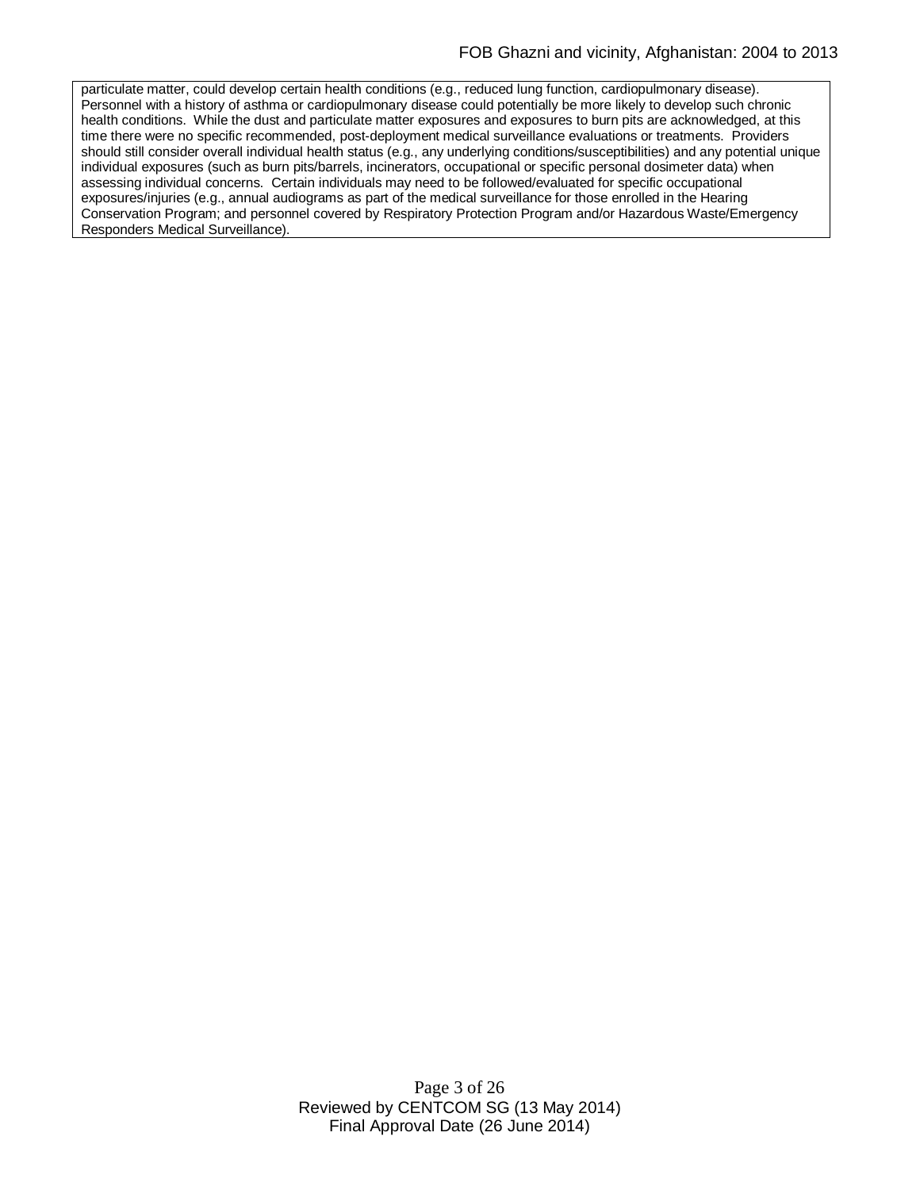particulate matter, could develop certain health conditions (e.g., reduced lung function, cardiopulmonary disease). Personnel with a history of asthma or cardiopulmonary disease could potentially be more likely to develop such chronic health conditions. While the dust and particulate matter exposures and exposures to burn pits are acknowledged, at this time there were no specific recommended, post-deployment medical surveillance evaluations or treatments. Providers should still consider overall individual health status (e.g., any underlying conditions/susceptibilities) and any potential unique individual exposures (such as burn pits/barrels, incinerators, occupational or specific personal dosimeter data) when assessing individual concerns. Certain individuals may need to be followed/evaluated for specific occupational exposures/injuries (e.g., annual audiograms as part of the medical surveillance for those enrolled in the Hearing Conservation Program; and personnel covered by Respiratory Protection Program and/or Hazardous Waste/Emergency Responders Medical Surveillance).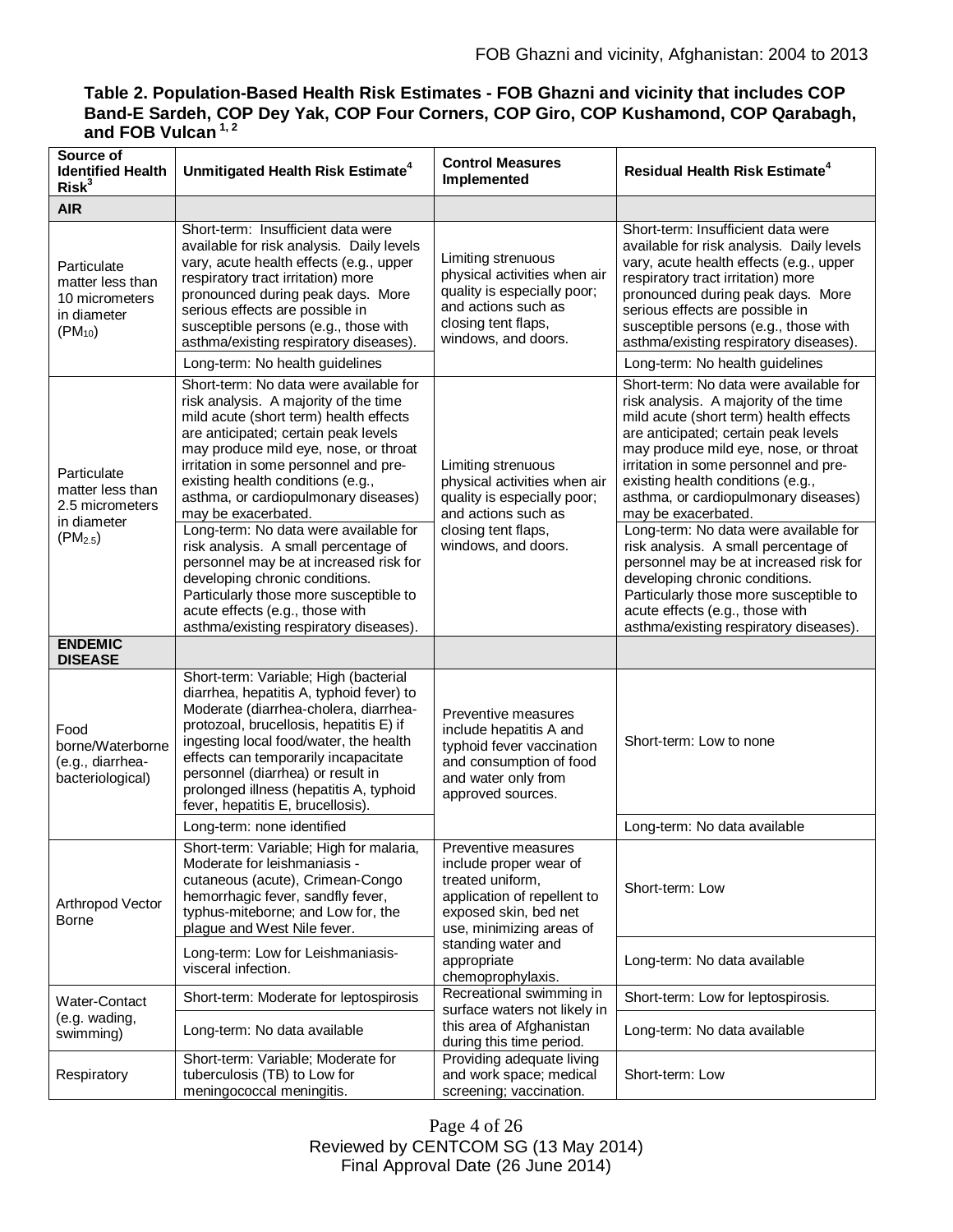**Table 2. Population-Based Health Risk Estimates - FOB Ghazni and vicinity that includes COP Band-E Sardeh, COP Dey Yak, COP Four Corners, COP Giro, COP Kushamond, COP Qarabagh, and FOB Vulcan [1, 2]**

| Source of Identified Health Risk[3] | Unmitigated Health Risk Estimate[4] | Control Measures Implemented | Residual Health Risk Estimate[4] |
|---|---|---|---|
| **AIR** | | | |
| Particulate matter less than 10 micrometers in diameter ($PM_{10}$) | Short-term: Insufficient data were available for risk analysis. Daily levels vary, acute health effects (e.g., upper respiratory tract irritation) more pronounced during peak days. More serious effects are possible in susceptible persons (e.g., those with asthma/existing respiratory diseases). | Limiting strenuous physical activities when air quality is especially poor; and actions such as closing tent flaps, windows, and doors. | Short-term: Insufficient data were available for risk analysis. Daily levels vary, acute health effects (e.g., upper respiratory tract irritation) more pronounced during peak days. More serious effects are possible in susceptible persons (e.g., those with asthma/existing respiratory diseases). |
| | Long-term: No health guidelines | | Long-term: No health guidelines |
| Particulate matter less than 2.5 micrometers in diameter ($PM_{2.5}$) | Short-term: No data were available for risk analysis. A majority of the time mild acute (short term) health effects are anticipated; certain peak levels may produce mild eye, nose, or throat irritation in some personnel and pre-existing health conditions (e.g., asthma, or cardiopulmonary diseases) may be exacerbated. | Limiting strenuous physical activities when air quality is especially poor; and actions such as closing tent flaps, windows, and doors. | Short-term: No data were available for risk analysis. A majority of the time mild acute (short term) health effects are anticipated; certain peak levels may produce mild eye, nose, or throat irritation in some personnel and pre-existing health conditions (e.g., asthma, or cardiopulmonary diseases) may be exacerbated. |
| | Long-term: No data were available for risk analysis. A small percentage of personnel may be at increased risk for developing chronic conditions. Particularly those more susceptible to acute effects (e.g., those with asthma/existing respiratory diseases). | | Long-term: No data were available for risk analysis. A small percentage of personnel may be at increased risk for developing chronic conditions. Particularly those more susceptible to acute effects (e.g., those with asthma/existing respiratory diseases). |
| **ENDEMIC DISEASE** | | | |
| Food borne/Waterborne (e.g., diarrhea-bacteriological) | Short-term: Variable; High (bacterial diarrhea, hepatitis A, typhoid fever) to Moderate (diarrhea-cholera, diarrhea-protozoal, brucellosis, hepatitis E) if ingesting local food/water, the health effects can temporarily incapacitate personnel (diarrhea) or result in prolonged illness (hepatitis A, typhoid fever, hepatitis E, brucellosis). | Preventive measures include hepatitis A and typhoid fever vaccination and consumption of food and water only from approved sources. | Short-term: Low to none |
| | Long-term: none identified | | Long-term: No data available |
| Arthropod Vector Borne | Short-term: Variable; High for malaria, Moderate for leishmaniasis - cutaneous (acute), Crimean-Congo hemorrhagic fever, sandfly fever, typhus-miteborne; and Low for, the plague and West Nile fever. | Preventive measures include proper wear of treated uniform, application of repellent to exposed skin, bed net use, minimizing areas of standing water and appropriate chemoprophylaxis. | Short-term: Low |
| | Long-term: Low for Leishmaniasis-visceral infection. | | Long-term: No data available |
| Water-Contact (e.g. wading, swimming) | Short-term: Moderate for leptospirosis | Recreational swimming in surface waters not likely in this area of Afghanistan during this time period. | Short-term: Low for leptospirosis. |
| | Long-term: No data available | | Long-term: No data available |
| Respiratory | Short-term: Variable; Moderate for tuberculosis (TB) to Low for meningococcal meningitis. | Providing adequate living and work space; medical screening; vaccination. | Short-term: Low |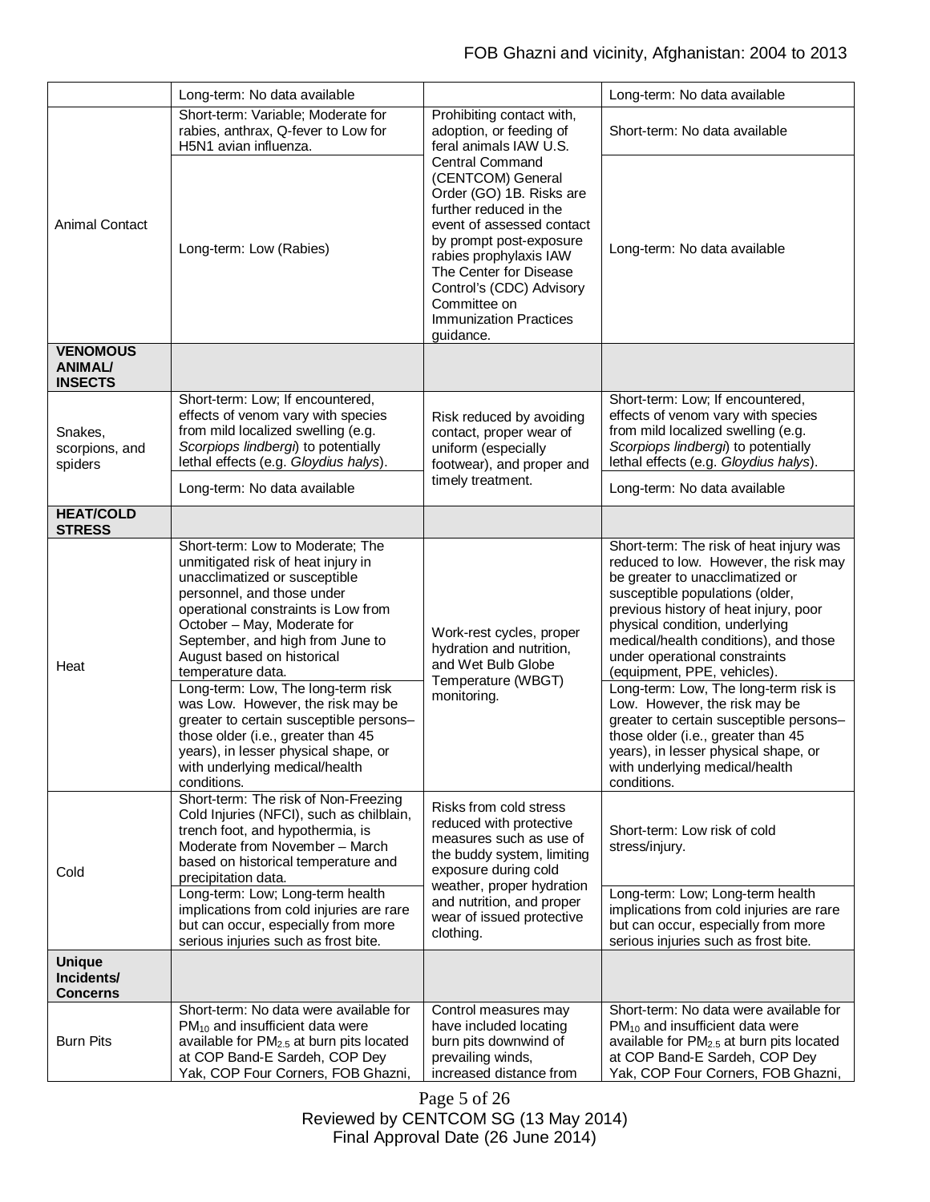| | | | |
|---|---|---|---|
| | Long-term: No data available | | Long-term: No data available |
| Animal Contact | Short-term: Variable; Moderate for rabies, anthrax, Q-fever to Low for H5N1 avian influenza. | Prohibiting contact with, adoption, or feeding of feral animals IAW U.S. Central Command (CENTCOM) General Order (GO) 1B. Risks are further reduced in the event of assessed contact by prompt post-exposure rabies prophylaxis IAW The Center for Disease Control's (CDC) Advisory Committee on Immunization Practices guidance. | Short-term: No data available |
| | Long-term: Low (Rabies) | | Long-term: No data available |
| **VENOMOUS ANIMAL/ INSECTS** | | | |
| Snakes, scorpions, and spiders | Short-term: Low; If encountered, effects of venom vary with species from mild localized swelling (e.g. *Scorpiops lindbergi*) to potentially lethal effects (e.g. *Gloydius halys*). | Risk reduced by avoiding contact, proper wear of uniform (especially footwear), and proper and timely treatment. | Short-term: Low; If encountered, effects of venom vary with species from mild localized swelling (e.g. *Scorpiops lindbergi*) to potentially lethal effects (e.g. *Gloydius halys*). |
| | Long-term: No data available | | Long-term: No data available |
| **HEAT/COLD STRESS** | | | |
| Heat | Short-term: Low to Moderate; The unmitigated risk of heat injury in unacclimatized or susceptible personnel, and those under operational constraints is Low from October – May, Moderate for September, and high from June to August based on historical temperature data. | Work-rest cycles, proper hydration and nutrition, and Wet Bulb Globe Temperature (WBGT) monitoring. | Short-term: The risk of heat injury was reduced to low. However, the risk may be greater to unacclimatized or susceptible populations (older, previous history of heat injury, poor physical condition, underlying medical/health conditions), and those under operational constraints (equipment, PPE, vehicles). |
| | Long-term: Low, The long-term risk was Low. However, the risk may be greater to certain susceptible persons– those older (i.e., greater than 45 years), in lesser physical shape, or with underlying medical/health conditions. | | Long-term: Low, The long-term risk is Low. However, the risk may be greater to certain susceptible persons– those older (i.e., greater than 45 years), in lesser physical shape, or with underlying medical/health conditions. |
| Cold | Short-term: The risk of Non-Freezing Cold Injuries (NFCI), such as chilblain, trench foot, and hypothermia, is Moderate from November – March based on historical temperature and precipitation data. | Risks from cold stress reduced with protective measures such as use of the buddy system, limiting exposure during cold weather, proper hydration and nutrition, and proper wear of issued protective clothing. | Short-term: Low risk of cold stress/injury. |
| | Long-term: Low; Long-term health implications from cold injuries are rare but can occur, especially from more serious injuries such as frost bite. | | Long-term: Low; Long-term health implications from cold injuries are rare but can occur, especially from more serious injuries such as frost bite. |
| **Unique Incidents/ Concerns** | | | |
| Burn Pits | Short-term: No data were available for $PM_{10}$ and insufficient data were available for $PM_{2.5}$ at burn pits located at COP Band-E Sardeh, COP Dey Yak, COP Four Corners, FOB Ghazni, | Control measures may have included locating burn pits downwind of prevailing winds, increased distance from | Short-term: No data were available for $PM_{10}$ and insufficient data were available for $PM_{2.5}$ at burn pits located at COP Band-E Sardeh, COP Dey Yak, COP Four Corners, FOB Ghazni, |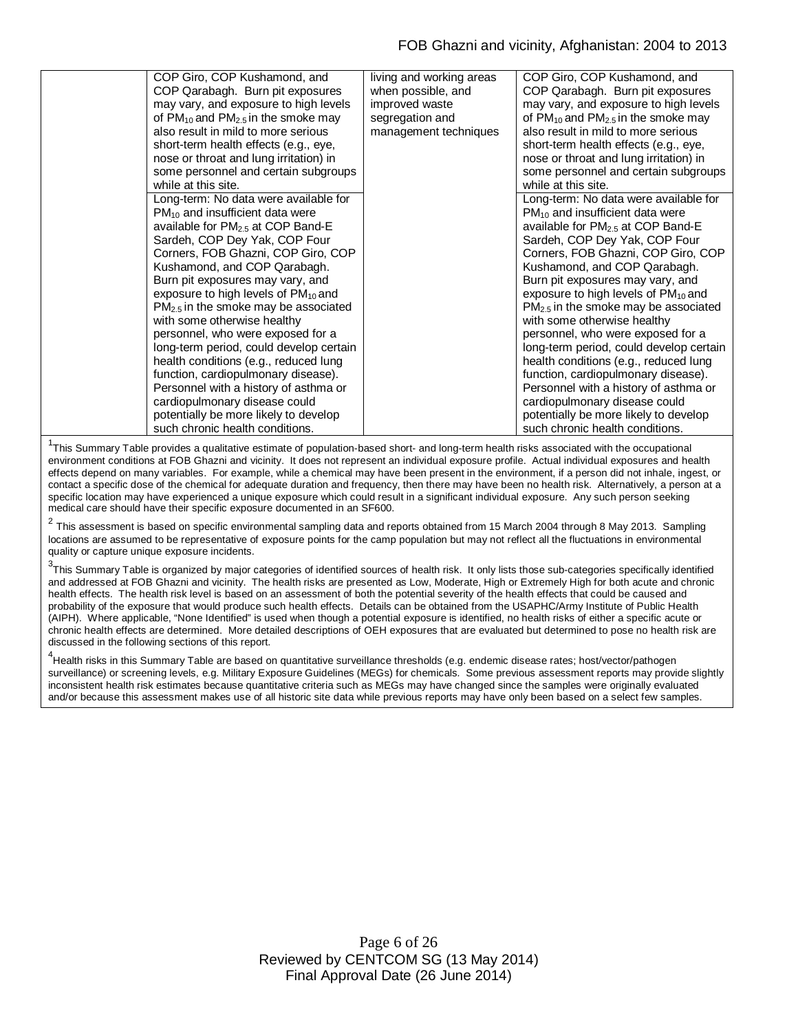| | | | |
|---|---|---|---|
| | COP Giro, COP Kushamond, and COP Qarabagh. Burn pit exposures may vary, and exposure to high levels of $PM_{10}$ and $PM_{2.5}$ in the smoke may also result in mild to more serious short-term health effects (e.g., eye, nose or throat and lung irritation) in some personnel and certain subgroups while at this site. | living and working areas when possible, and improved waste segregation and management techniques | COP Giro, COP Kushamond, and COP Qarabagh. Burn pit exposures may vary, and exposure to high levels of $PM_{10}$ and $PM_{2.5}$ in the smoke may also result in mild to more serious short-term health effects (e.g., eye, nose or throat and lung irritation) in some personnel and certain subgroups while at this site. |
| | Long-term: No data were available for $PM_{10}$ and insufficient data were available for $PM_{2.5}$ at COP Band-E Sardeh, COP Dey Yak, COP Four Corners, FOB Ghazni, COP Giro, COP Kushamond, and COP Qarabagh. Burn pit exposures may vary, and exposure to high levels of $PM_{10}$ and $PM_{2.5}$ in the smoke may be associated with some otherwise healthy personnel, who were exposed for a long-term period, could develop certain health conditions (e.g., reduced lung function, cardiopulmonary disease). Personnel with a history of asthma or cardiopulmonary disease could potentially be more likely to develop such chronic health conditions. | | Long-term: No data were available for $PM_{10}$ and insufficient data were available for $PM_{2.5}$ at COP Band-E Sardeh, COP Dey Yak, COP Four Corners, FOB Ghazni, COP Giro, COP Kushamond, and COP Qarabagh. Burn pit exposures may vary, and exposure to high levels of $PM_{10}$ and $PM_{2.5}$ in the smoke may be associated with some otherwise healthy personnel, who were exposed for a long-term period, could develop certain health conditions (e.g., reduced lung function, cardiopulmonary disease). Personnel with a history of asthma or cardiopulmonary disease could potentially be more likely to develop such chronic health conditions. |

[1]This Summary Table provides a qualitative estimate of population-based short- and long-term health risks associated with the occupational environment conditions at FOB Ghazni and vicinity. It does not represent an individual exposure profile. Actual individual exposures and health effects depend on many variables. For example, while a chemical may have been present in the environment, if a person did not inhale, ingest, or contact a specific dose of the chemical for adequate duration and frequency, then there may have been no health risk. Alternatively, a person at a specific location may have experienced a unique exposure which could result in a significant individual exposure. Any such person seeking medical care should have their specific exposure documented in an SF600.

[2] This assessment is based on specific environmental sampling data and reports obtained from 15 March 2004 through 8 May 2013. Sampling locations are assumed to be representative of exposure points for the camp population but may not reflect all the fluctuations in environmental quality or capture unique exposure incidents.

[3]This Summary Table is organized by major categories of identified sources of health risk. It only lists those sub-categories specifically identified and addressed at FOB Ghazni and vicinity. The health risks are presented as Low, Moderate, High or Extremely High for both acute and chronic health effects. The health risk level is based on an assessment of both the potential severity of the health effects that could be caused and probability of the exposure that would produce such health effects. Details can be obtained from the USAPHC/Army Institute of Public Health (AIPH). Where applicable, "None Identified" is used when though a potential exposure is identified, no health risks of either a specific acute or chronic health effects are determined. More detailed descriptions of OEH exposures that are evaluated but determined to pose no health risk are discussed in the following sections of this report.

[4]Health risks in this Summary Table are based on quantitative surveillance thresholds (e.g. endemic disease rates; host/vector/pathogen surveillance) or screening levels, e.g. Military Exposure Guidelines (MEGs) for chemicals. Some previous assessment reports may provide slightly inconsistent health risk estimates because quantitative criteria such as MEGs may have changed since the samples were originally evaluated and/or because this assessment makes use of all historic site data while previous reports may have only been based on a select few samples.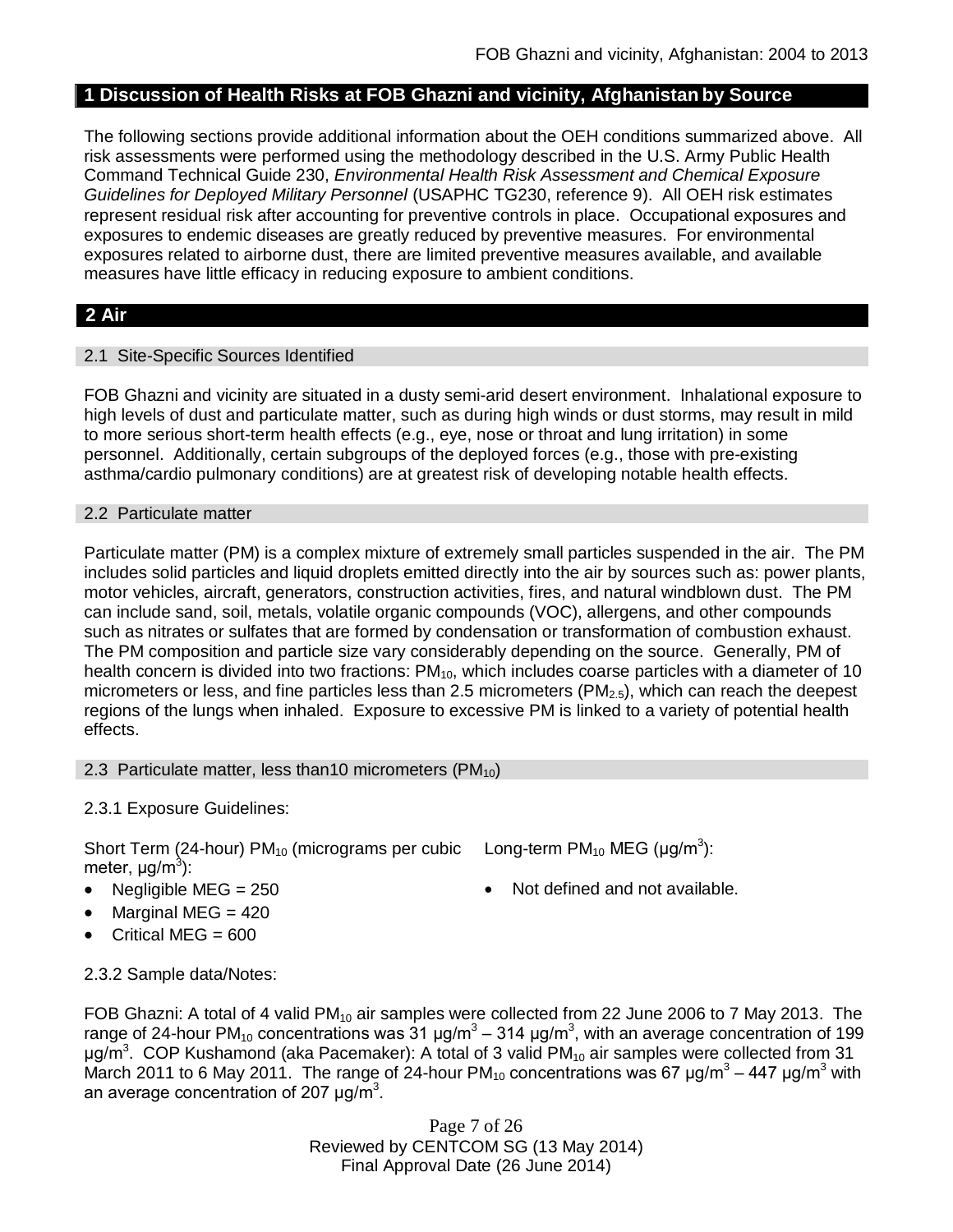## 1 Discussion of Health Risks at FOB Ghazni and vicinity, Afghanistan by Source

The following sections provide additional information about the OEH conditions summarized above. All risk assessments were performed using the methodology described in the U.S. Army Public Health Command Technical Guide 230, *Environmental Health Risk Assessment and Chemical Exposure Guidelines for Deployed Military Personnel* (USAPHC TG230, reference 9). All OEH risk estimates represent residual risk after accounting for preventive controls in place. Occupational exposures and exposures to endemic diseases are greatly reduced by preventive measures. For environmental exposures related to airborne dust, there are limited preventive measures available, and available measures have little efficacy in reducing exposure to ambient conditions.

## 2 Air

### 2.1 Site-Specific Sources Identified

FOB Ghazni and vicinity are situated in a dusty semi-arid desert environment. Inhalational exposure to high levels of dust and particulate matter, such as during high winds or dust storms, may result in mild to more serious short-term health effects (e.g., eye, nose or throat and lung irritation) in some personnel. Additionally, certain subgroups of the deployed forces (e.g., those with pre-existing asthma/cardio pulmonary conditions) are at greatest risk of developing notable health effects.

### 2.2 Particulate matter

Particulate matter (PM) is a complex mixture of extremely small particles suspended in the air. The PM includes solid particles and liquid droplets emitted directly into the air by sources such as: power plants, motor vehicles, aircraft, generators, construction activities, fires, and natural windblown dust. The PM can include sand, soil, metals, volatile organic compounds (VOC), allergens, and other compounds such as nitrates or sulfates that are formed by condensation or transformation of combustion exhaust. The PM composition and particle size vary considerably depending on the source. Generally, PM of health concern is divided into two fractions: $PM_{10}$, which includes coarse particles with a diameter of 10 micrometers or less, and fine particles less than 2.5 micrometers ($PM_{2.5}$), which can reach the deepest regions of the lungs when inhaled. Exposure to excessive PM is linked to a variety of potential health effects.

### 2.3 Particulate matter, less than10 micrometers ($PM_{10}$)

2.3.1 Exposure Guidelines:

Short Term (24-hour) $PM_{10}$ (micrograms per cubic meter, μg/m$^3$):

- Negligible MEG = 250
- Marginal MEG = 420
- Critical MEG = 600

Long-term $PM_{10}$ MEG (μg/m$^3$):

- Not defined and not available.

2.3.2 Sample data/Notes:

FOB Ghazni: A total of 4 valid $PM_{10}$ air samples were collected from 22 June 2006 to 7 May 2013. The range of 24-hour $PM_{10}$ concentrations was 31 μg/m$^3$ – 314 μg/m$^3$, with an average concentration of 199 μg/m$^3$. COP Kushamond (aka Pacemaker): A total of 3 valid $PM_{10}$ air samples were collected from 31 March 2011 to 6 May 2011. The range of 24-hour $PM_{10}$ concentrations was 67 μg/m$^3$ – 447 μg/m$^3$ with an average concentration of 207 μg/m$^3$.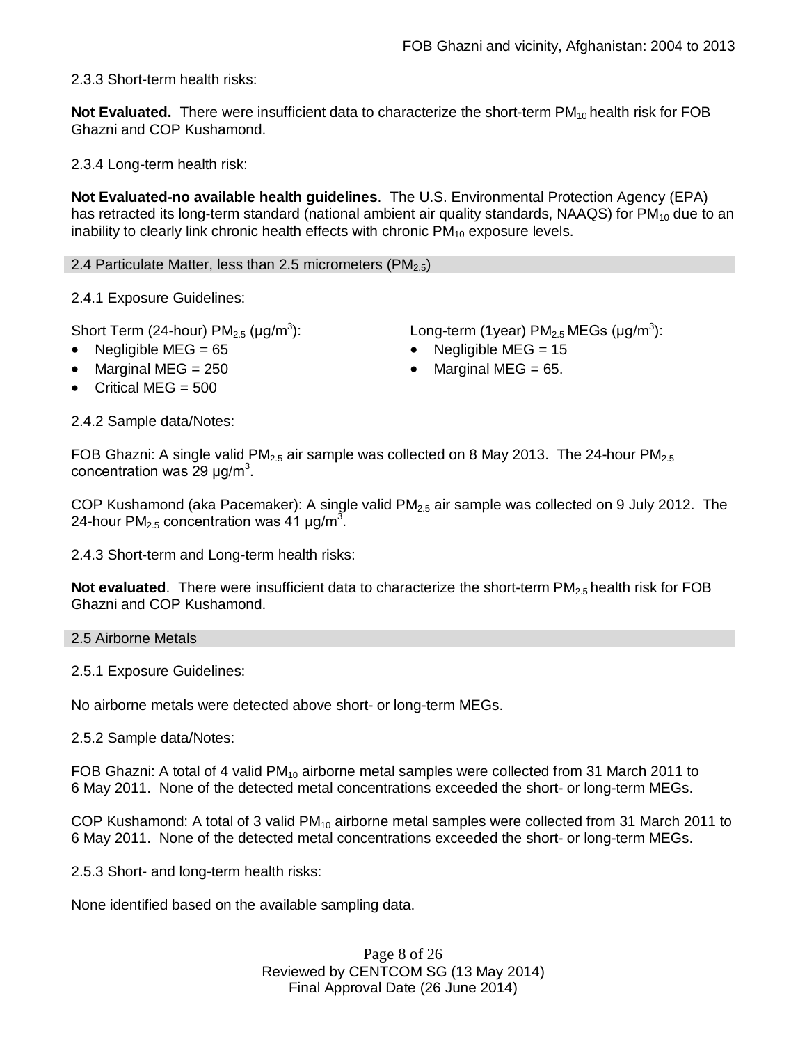2.3.3 Short-term health risks:

**Not Evaluated.** There were insufficient data to characterize the short-term $PM_{10}$ health risk for FOB Ghazni and COP Kushamond.

2.3.4 Long-term health risk:

**Not Evaluated-no available health guidelines**. The U.S. Environmental Protection Agency (EPA) has retracted its long-term standard (national ambient air quality standards, NAAQS) for $PM_{10}$ due to an inability to clearly link chronic health effects with chronic $PM_{10}$ exposure levels.

## 2.4 Particulate Matter, less than 2.5 micrometers ($PM_{2.5}$)

2.4.1 Exposure Guidelines:

Short Term (24-hour) $PM_{2.5}$ (μg/$m^3$):

- Negligible MEG = 65
- Marginal MEG = 250
- Critical MEG = 500

Long-term (1year) $PM_{2.5}$ MEGs (μg/$m^3$):

- Negligible MEG = 15
- Marginal MEG = 65.

2.4.2 Sample data/Notes:

FOB Ghazni: A single valid $PM_{2.5}$ air sample was collected on 8 May 2013. The 24-hour $PM_{2.5}$ concentration was 29 μg/$m^3$.

COP Kushamond (aka Pacemaker): A single valid $PM_{2.5}$ air sample was collected on 9 July 2012. The 24-hour $PM_{2.5}$ concentration was 41 μg/$m^3$.

2.4.3 Short-term and Long-term health risks:

**Not evaluated**. There were insufficient data to characterize the short-term $PM_{2.5}$ health risk for FOB Ghazni and COP Kushamond.

## 2.5 Airborne Metals

2.5.1 Exposure Guidelines:

No airborne metals were detected above short- or long-term MEGs.

2.5.2 Sample data/Notes:

FOB Ghazni: A total of 4 valid $PM_{10}$ airborne metal samples were collected from 31 March 2011 to 6 May 2011. None of the detected metal concentrations exceeded the short- or long-term MEGs.

COP Kushamond: A total of 3 valid $PM_{10}$ airborne metal samples were collected from 31 March 2011 to 6 May 2011. None of the detected metal concentrations exceeded the short- or long-term MEGs.

2.5.3 Short- and long-term health risks:

None identified based on the available sampling data.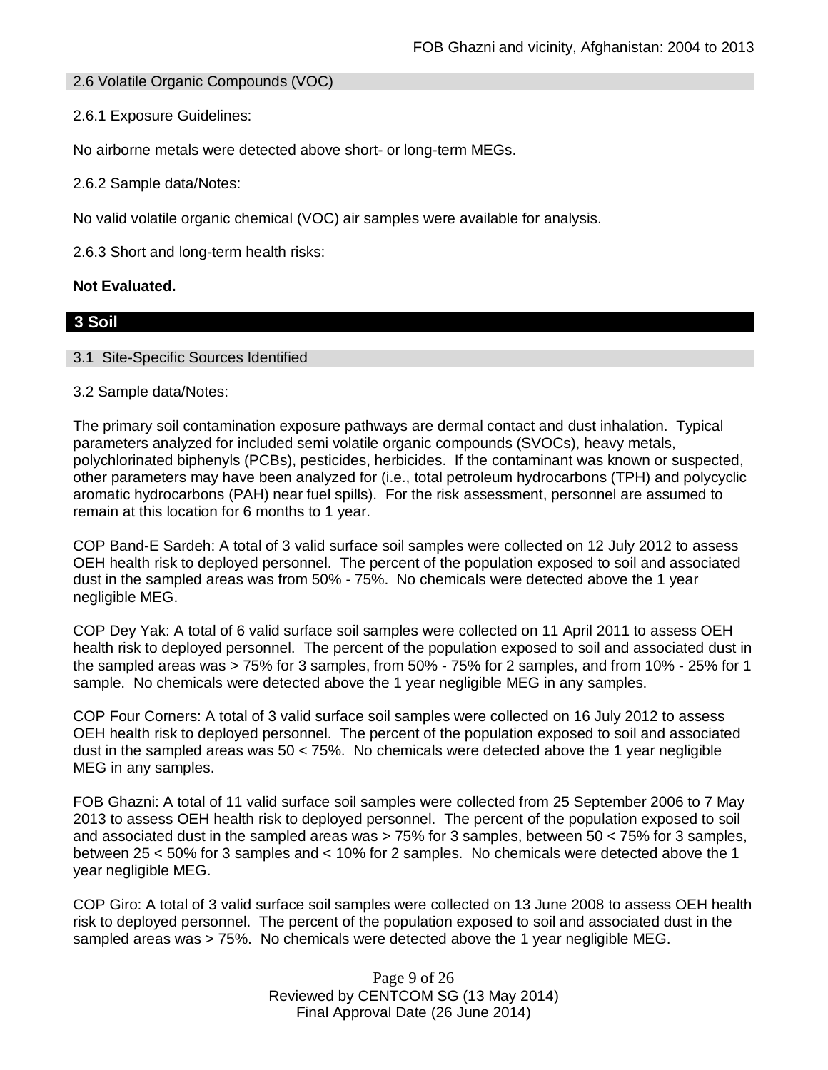### 2.6 Volatile Organic Compounds (VOC)

2.6.1 Exposure Guidelines:

No airborne metals were detected above short- or long-term MEGs.

2.6.2 Sample data/Notes:

No valid volatile organic chemical (VOC) air samples were available for analysis.

2.6.3 Short and long-term health risks:

**Not Evaluated.**

## 3 Soil

### 3.1 Site-Specific Sources Identified

3.2 Sample data/Notes:

The primary soil contamination exposure pathways are dermal contact and dust inhalation. Typical parameters analyzed for included semi volatile organic compounds (SVOCs), heavy metals, polychlorinated biphenyls (PCBs), pesticides, herbicides. If the contaminant was known or suspected, other parameters may have been analyzed for (i.e., total petroleum hydrocarbons (TPH) and polycyclic aromatic hydrocarbons (PAH) near fuel spills). For the risk assessment, personnel are assumed to remain at this location for 6 months to 1 year.

COP Band-E Sardeh: A total of 3 valid surface soil samples were collected on 12 July 2012 to assess OEH health risk to deployed personnel. The percent of the population exposed to soil and associated dust in the sampled areas was from 50% - 75%. No chemicals were detected above the 1 year negligible MEG.

COP Dey Yak: A total of 6 valid surface soil samples were collected on 11 April 2011 to assess OEH health risk to deployed personnel. The percent of the population exposed to soil and associated dust in the sampled areas was > 75% for 3 samples, from 50% - 75% for 2 samples, and from 10% - 25% for 1 sample. No chemicals were detected above the 1 year negligible MEG in any samples.

COP Four Corners: A total of 3 valid surface soil samples were collected on 16 July 2012 to assess OEH health risk to deployed personnel. The percent of the population exposed to soil and associated dust in the sampled areas was 50 < 75%. No chemicals were detected above the 1 year negligible MEG in any samples.

FOB Ghazni: A total of 11 valid surface soil samples were collected from 25 September 2006 to 7 May 2013 to assess OEH health risk to deployed personnel. The percent of the population exposed to soil and associated dust in the sampled areas was > 75% for 3 samples, between 50 < 75% for 3 samples, between 25 < 50% for 3 samples and < 10% for 2 samples. No chemicals were detected above the 1 year negligible MEG.

COP Giro: A total of 3 valid surface soil samples were collected on 13 June 2008 to assess OEH health risk to deployed personnel. The percent of the population exposed to soil and associated dust in the sampled areas was > 75%. No chemicals were detected above the 1 year negligible MEG.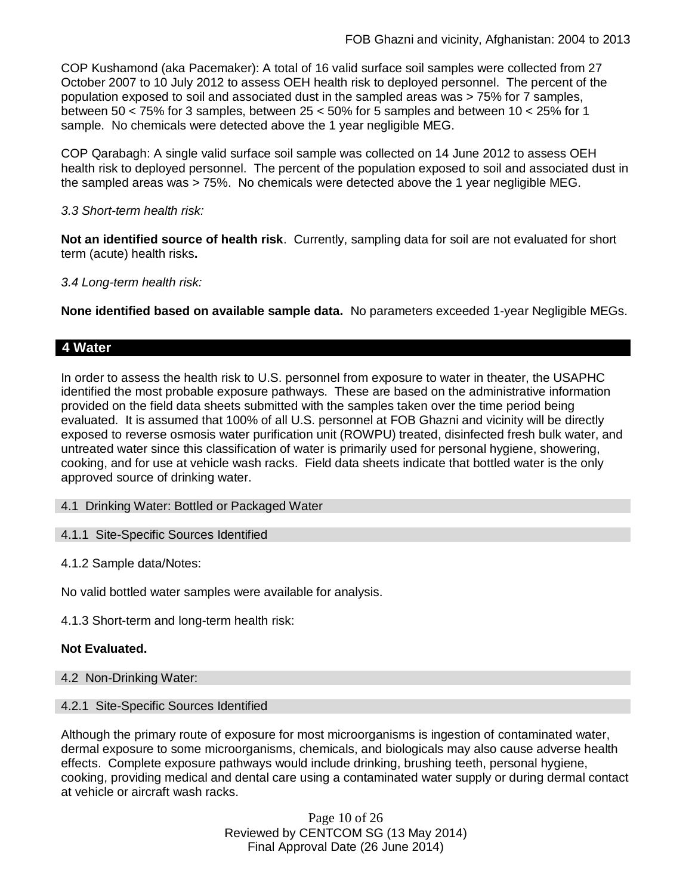COP Kushamond (aka Pacemaker): A total of 16 valid surface soil samples were collected from 27 October 2007 to 10 July 2012 to assess OEH health risk to deployed personnel. The percent of the population exposed to soil and associated dust in the sampled areas was > 75% for 7 samples, between 50 < 75% for 3 samples, between 25 < 50% for 5 samples and between 10 < 25% for 1 sample. No chemicals were detected above the 1 year negligible MEG.

COP Qarabagh: A single valid surface soil sample was collected on 14 June 2012 to assess OEH health risk to deployed personnel. The percent of the population exposed to soil and associated dust in the sampled areas was > 75%. No chemicals were detected above the 1 year negligible MEG.

*3.3 Short-term health risk:*

**Not an identified source of health risk**. Currently, sampling data for soil are not evaluated for short term (acute) health risks**.**

*3.4 Long-term health risk:*

**None identified based on available sample data.** No parameters exceeded 1-year Negligible MEGs.

## 4 Water

In order to assess the health risk to U.S. personnel from exposure to water in theater, the USAPHC identified the most probable exposure pathways. These are based on the administrative information provided on the field data sheets submitted with the samples taken over the time period being evaluated. It is assumed that 100% of all U.S. personnel at FOB Ghazni and vicinity will be directly exposed to reverse osmosis water purification unit (ROWPU) treated, disinfected fresh bulk water, and untreated water since this classification of water is primarily used for personal hygiene, showering, cooking, and for use at vehicle wash racks. Field data sheets indicate that bottled water is the only approved source of drinking water.

### 4.1 Drinking Water: Bottled or Packaged Water

#### 4.1.1 Site-Specific Sources Identified

4.1.2 Sample data/Notes:

No valid bottled water samples were available for analysis.

4.1.3 Short-term and long-term health risk:

**Not Evaluated.**

### 4.2 Non-Drinking Water:

#### 4.2.1 Site-Specific Sources Identified

Although the primary route of exposure for most microorganisms is ingestion of contaminated water, dermal exposure to some microorganisms, chemicals, and biologicals may also cause adverse health effects. Complete exposure pathways would include drinking, brushing teeth, personal hygiene, cooking, providing medical and dental care using a contaminated water supply or during dermal contact at vehicle or aircraft wash racks.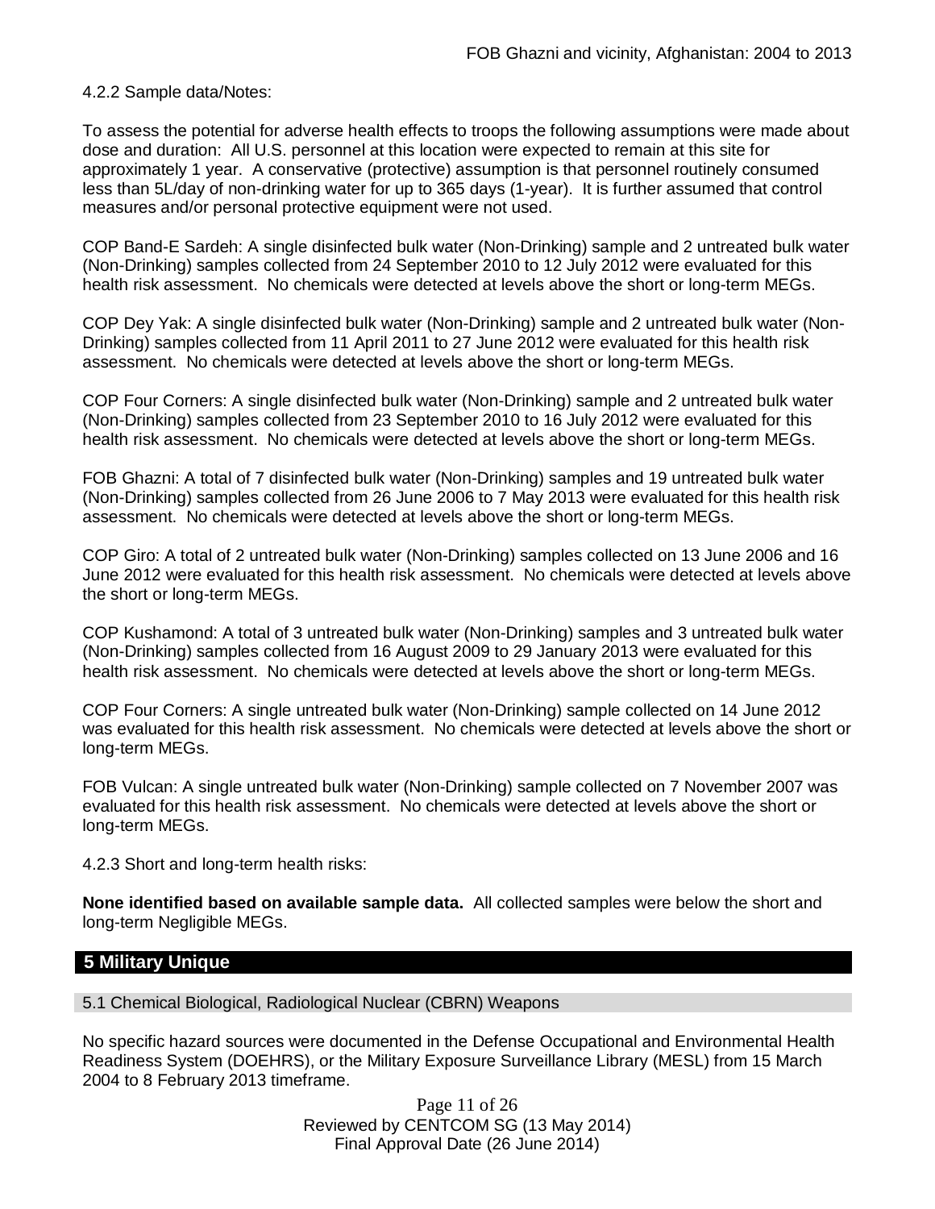4.2.2 Sample data/Notes:

To assess the potential for adverse health effects to troops the following assumptions were made about dose and duration: All U.S. personnel at this location were expected to remain at this site for approximately 1 year. A conservative (protective) assumption is that personnel routinely consumed less than 5L/day of non-drinking water for up to 365 days (1-year). It is further assumed that control measures and/or personal protective equipment were not used.

COP Band-E Sardeh: A single disinfected bulk water (Non-Drinking) sample and 2 untreated bulk water (Non-Drinking) samples collected from 24 September 2010 to 12 July 2012 were evaluated for this health risk assessment. No chemicals were detected at levels above the short or long-term MEGs.

COP Dey Yak: A single disinfected bulk water (Non-Drinking) sample and 2 untreated bulk water (Non-Drinking) samples collected from 11 April 2011 to 27 June 2012 were evaluated for this health risk assessment. No chemicals were detected at levels above the short or long-term MEGs.

COP Four Corners: A single disinfected bulk water (Non-Drinking) sample and 2 untreated bulk water (Non-Drinking) samples collected from 23 September 2010 to 16 July 2012 were evaluated for this health risk assessment. No chemicals were detected at levels above the short or long-term MEGs.

FOB Ghazni: A total of 7 disinfected bulk water (Non-Drinking) samples and 19 untreated bulk water (Non-Drinking) samples collected from 26 June 2006 to 7 May 2013 were evaluated for this health risk assessment. No chemicals were detected at levels above the short or long-term MEGs.

COP Giro: A total of 2 untreated bulk water (Non-Drinking) samples collected on 13 June 2006 and 16 June 2012 were evaluated for this health risk assessment. No chemicals were detected at levels above the short or long-term MEGs.

COP Kushamond: A total of 3 untreated bulk water (Non-Drinking) samples and 3 untreated bulk water (Non-Drinking) samples collected from 16 August 2009 to 29 January 2013 were evaluated for this health risk assessment. No chemicals were detected at levels above the short or long-term MEGs.

COP Four Corners: A single untreated bulk water (Non-Drinking) sample collected on 14 June 2012 was evaluated for this health risk assessment. No chemicals were detected at levels above the short or long-term MEGs.

FOB Vulcan: A single untreated bulk water (Non-Drinking) sample collected on 7 November 2007 was evaluated for this health risk assessment. No chemicals were detected at levels above the short or long-term MEGs.

4.2.3 Short and long-term health risks:

**None identified based on available sample data.** All collected samples were below the short and long-term Negligible MEGs.

## 5 Military Unique

### 5.1 Chemical Biological, Radiological Nuclear (CBRN) Weapons

No specific hazard sources were documented in the Defense Occupational and Environmental Health Readiness System (DOEHRS), or the Military Exposure Surveillance Library (MESL) from 15 March 2004 to 8 February 2013 timeframe.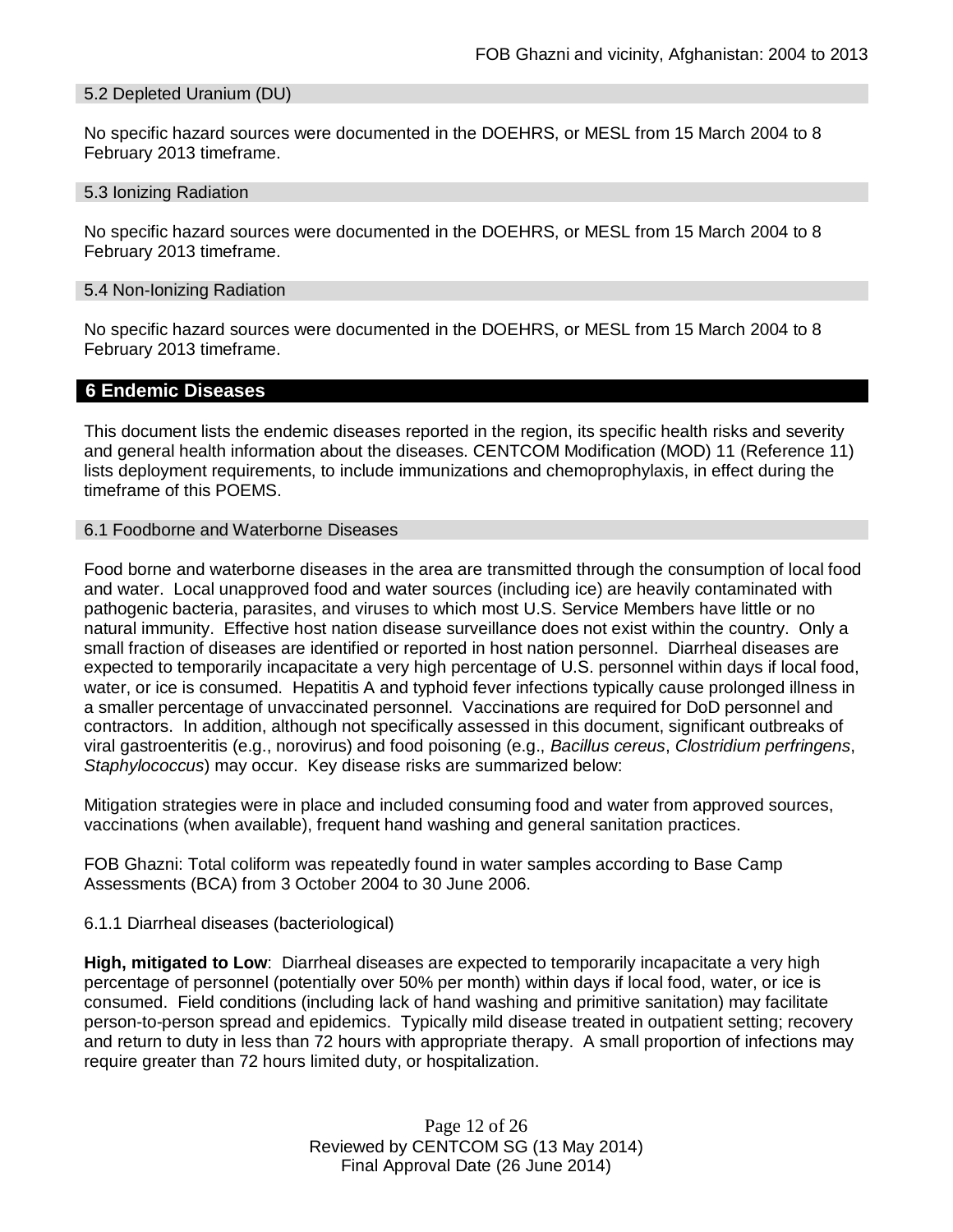### 5.2 Depleted Uranium (DU)

No specific hazard sources were documented in the DOEHRS, or MESL from 15 March 2004 to 8 February 2013 timeframe.

### 5.3 Ionizing Radiation

No specific hazard sources were documented in the DOEHRS, or MESL from 15 March 2004 to 8 February 2013 timeframe.

### 5.4 Non-Ionizing Radiation

No specific hazard sources were documented in the DOEHRS, or MESL from 15 March 2004 to 8 February 2013 timeframe.

## 6 Endemic Diseases

This document lists the endemic diseases reported in the region, its specific health risks and severity and general health information about the diseases. CENTCOM Modification (MOD) 11 (Reference 11) lists deployment requirements, to include immunizations and chemoprophylaxis, in effect during the timeframe of this POEMS.

### 6.1 Foodborne and Waterborne Diseases

Food borne and waterborne diseases in the area are transmitted through the consumption of local food and water. Local unapproved food and water sources (including ice) are heavily contaminated with pathogenic bacteria, parasites, and viruses to which most U.S. Service Members have little or no natural immunity. Effective host nation disease surveillance does not exist within the country. Only a small fraction of diseases are identified or reported in host nation personnel. Diarrheal diseases are expected to temporarily incapacitate a very high percentage of U.S. personnel within days if local food, water, or ice is consumed. Hepatitis A and typhoid fever infections typically cause prolonged illness in a smaller percentage of unvaccinated personnel. Vaccinations are required for DoD personnel and contractors. In addition, although not specifically assessed in this document, significant outbreaks of viral gastroenteritis (e.g., norovirus) and food poisoning (e.g., *Bacillus cereus*, *Clostridium perfringens*, *Staphylococcus*) may occur. Key disease risks are summarized below:

Mitigation strategies were in place and included consuming food and water from approved sources, vaccinations (when available), frequent hand washing and general sanitation practices.

FOB Ghazni: Total coliform was repeatedly found in water samples according to Base Camp Assessments (BCA) from 3 October 2004 to 30 June 2006.

6.1.1 Diarrheal diseases (bacteriological)

**High, mitigated to Low**: Diarrheal diseases are expected to temporarily incapacitate a very high percentage of personnel (potentially over 50% per month) within days if local food, water, or ice is consumed. Field conditions (including lack of hand washing and primitive sanitation) may facilitate person-to-person spread and epidemics. Typically mild disease treated in outpatient setting; recovery and return to duty in less than 72 hours with appropriate therapy. A small proportion of infections may require greater than 72 hours limited duty, or hospitalization.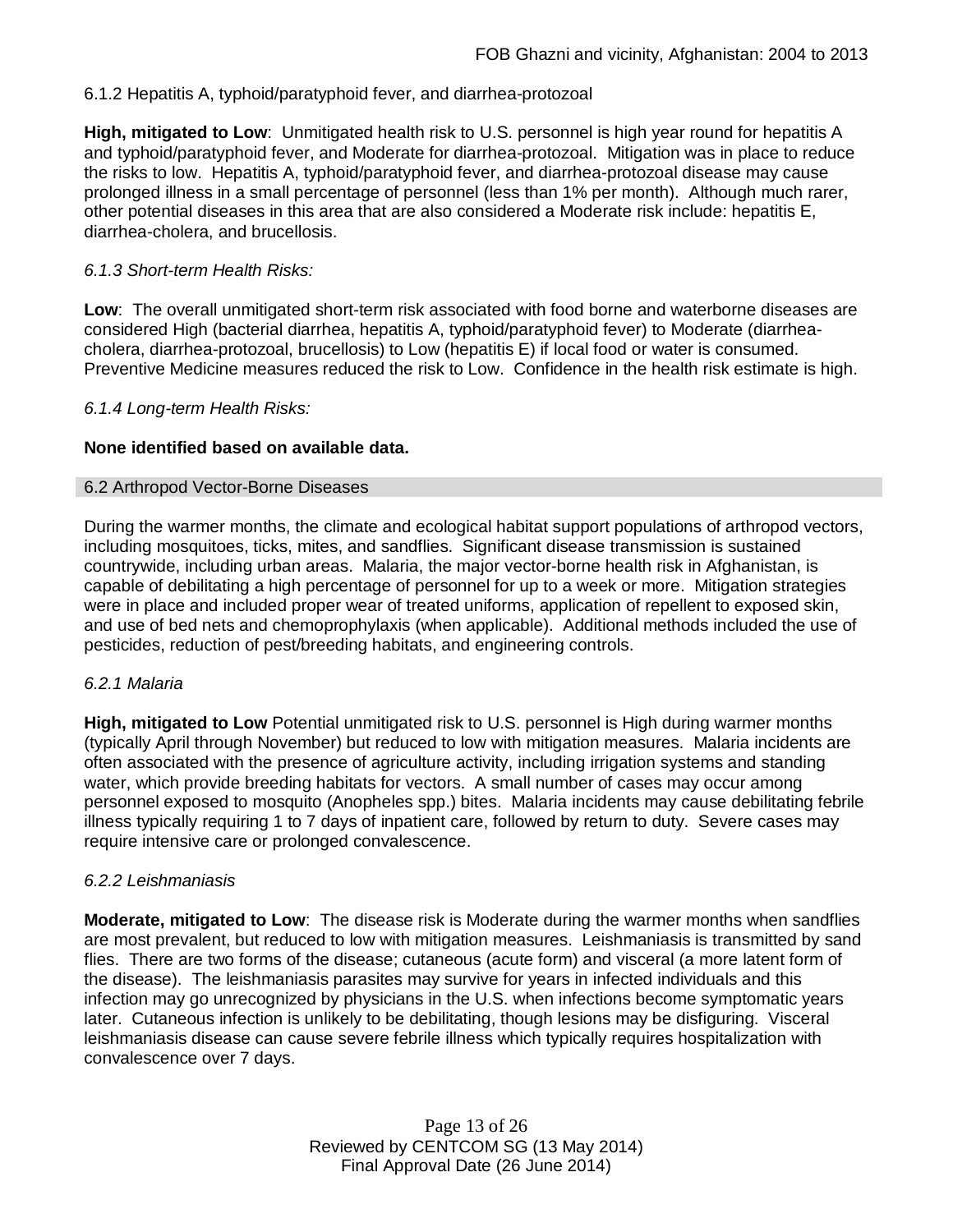6.1.2 Hepatitis A, typhoid/paratyphoid fever, and diarrhea-protozoal

**High, mitigated to Low**: Unmitigated health risk to U.S. personnel is high year round for hepatitis A and typhoid/paratyphoid fever, and Moderate for diarrhea-protozoal. Mitigation was in place to reduce the risks to low. Hepatitis A, typhoid/paratyphoid fever, and diarrhea-protozoal disease may cause prolonged illness in a small percentage of personnel (less than 1% per month). Although much rarer, other potential diseases in this area that are also considered a Moderate risk include: hepatitis E, diarrhea-cholera, and brucellosis.

*6.1.3 Short-term Health Risks:*

**Low**: The overall unmitigated short-term risk associated with food borne and waterborne diseases are considered High (bacterial diarrhea, hepatitis A, typhoid/paratyphoid fever) to Moderate (diarrhea-cholera, diarrhea-protozoal, brucellosis) to Low (hepatitis E) if local food or water is consumed. Preventive Medicine measures reduced the risk to Low. Confidence in the health risk estimate is high.

*6.1.4 Long-term Health Risks:*

**None identified based on available data.**

## 6.2 Arthropod Vector-Borne Diseases

During the warmer months, the climate and ecological habitat support populations of arthropod vectors, including mosquitoes, ticks, mites, and sandflies. Significant disease transmission is sustained countrywide, including urban areas. Malaria, the major vector-borne health risk in Afghanistan, is capable of debilitating a high percentage of personnel for up to a week or more. Mitigation strategies were in place and included proper wear of treated uniforms, application of repellent to exposed skin, and use of bed nets and chemoprophylaxis (when applicable). Additional methods included the use of pesticides, reduction of pest/breeding habitats, and engineering controls.

*6.2.1 Malaria*

**High, mitigated to Low** Potential unmitigated risk to U.S. personnel is High during warmer months (typically April through November) but reduced to low with mitigation measures. Malaria incidents are often associated with the presence of agriculture activity, including irrigation systems and standing water, which provide breeding habitats for vectors. A small number of cases may occur among personnel exposed to mosquito (Anopheles spp.) bites. Malaria incidents may cause debilitating febrile illness typically requiring 1 to 7 days of inpatient care, followed by return to duty. Severe cases may require intensive care or prolonged convalescence.

*6.2.2 Leishmaniasis*

**Moderate, mitigated to Low**: The disease risk is Moderate during the warmer months when sandflies are most prevalent, but reduced to low with mitigation measures. Leishmaniasis is transmitted by sand flies. There are two forms of the disease; cutaneous (acute form) and visceral (a more latent form of the disease). The leishmaniasis parasites may survive for years in infected individuals and this infection may go unrecognized by physicians in the U.S. when infections become symptomatic years later. Cutaneous infection is unlikely to be debilitating, though lesions may be disfiguring. Visceral leishmaniasis disease can cause severe febrile illness which typically requires hospitalization with convalescence over 7 days.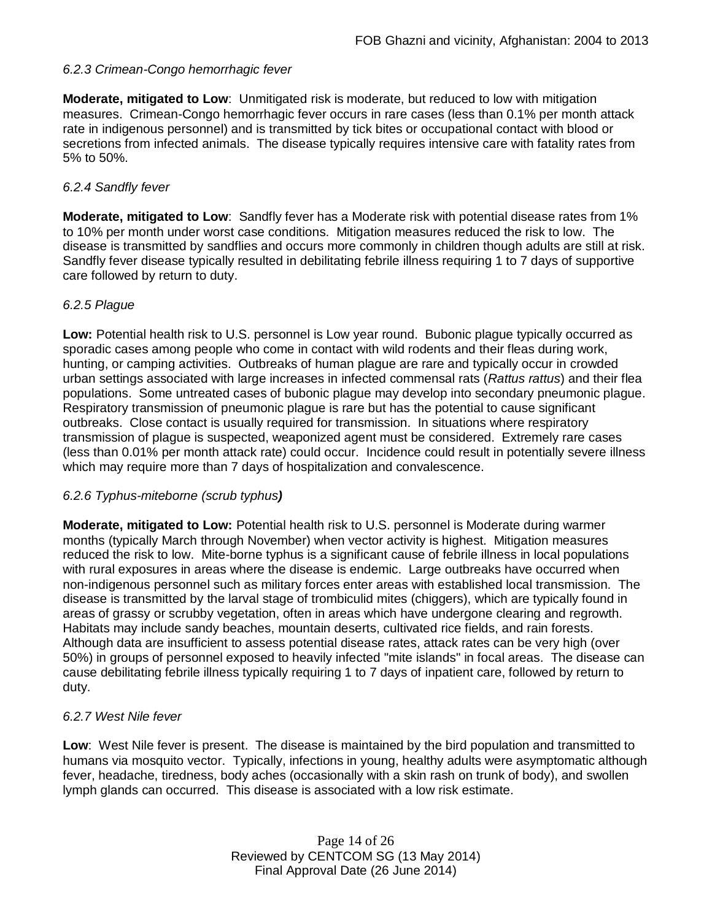*6.2.3 Crimean-Congo hemorrhagic fever*

**Moderate, mitigated to Low**: Unmitigated risk is moderate, but reduced to low with mitigation measures. Crimean-Congo hemorrhagic fever occurs in rare cases (less than 0.1% per month attack rate in indigenous personnel) and is transmitted by tick bites or occupational contact with blood or secretions from infected animals. The disease typically requires intensive care with fatality rates from 5% to 50%.

*6.2.4 Sandfly fever*

**Moderate, mitigated to Low**: Sandfly fever has a Moderate risk with potential disease rates from 1% to 10% per month under worst case conditions. Mitigation measures reduced the risk to low. The disease is transmitted by sandflies and occurs more commonly in children though adults are still at risk. Sandfly fever disease typically resulted in debilitating febrile illness requiring 1 to 7 days of supportive care followed by return to duty.

*6.2.5 Plague*

**Low:** Potential health risk to U.S. personnel is Low year round. Bubonic plague typically occurred as sporadic cases among people who come in contact with wild rodents and their fleas during work, hunting, or camping activities. Outbreaks of human plague are rare and typically occur in crowded urban settings associated with large increases in infected commensal rats (*Rattus rattus*) and their flea populations. Some untreated cases of bubonic plague may develop into secondary pneumonic plague. Respiratory transmission of pneumonic plague is rare but has the potential to cause significant outbreaks. Close contact is usually required for transmission. In situations where respiratory transmission of plague is suspected, weaponized agent must be considered. Extremely rare cases (less than 0.01% per month attack rate) could occur. Incidence could result in potentially severe illness which may require more than 7 days of hospitalization and convalescence.

*6.2.6 Typhus-miteborne (scrub typhus)*

**Moderate, mitigated to Low:** Potential health risk to U.S. personnel is Moderate during warmer months (typically March through November) when vector activity is highest. Mitigation measures reduced the risk to low. Mite-borne typhus is a significant cause of febrile illness in local populations with rural exposures in areas where the disease is endemic. Large outbreaks have occurred when non-indigenous personnel such as military forces enter areas with established local transmission. The disease is transmitted by the larval stage of trombiculid mites (chiggers), which are typically found in areas of grassy or scrubby vegetation, often in areas which have undergone clearing and regrowth. Habitats may include sandy beaches, mountain deserts, cultivated rice fields, and rain forests. Although data are insufficient to assess potential disease rates, attack rates can be very high (over 50%) in groups of personnel exposed to heavily infected "mite islands" in focal areas. The disease can cause debilitating febrile illness typically requiring 1 to 7 days of inpatient care, followed by return to duty.

*6.2.7 West Nile fever*

**Low**: West Nile fever is present. The disease is maintained by the bird population and transmitted to humans via mosquito vector. Typically, infections in young, healthy adults were asymptomatic although fever, headache, tiredness, body aches (occasionally with a skin rash on trunk of body), and swollen lymph glands can occurred. This disease is associated with a low risk estimate.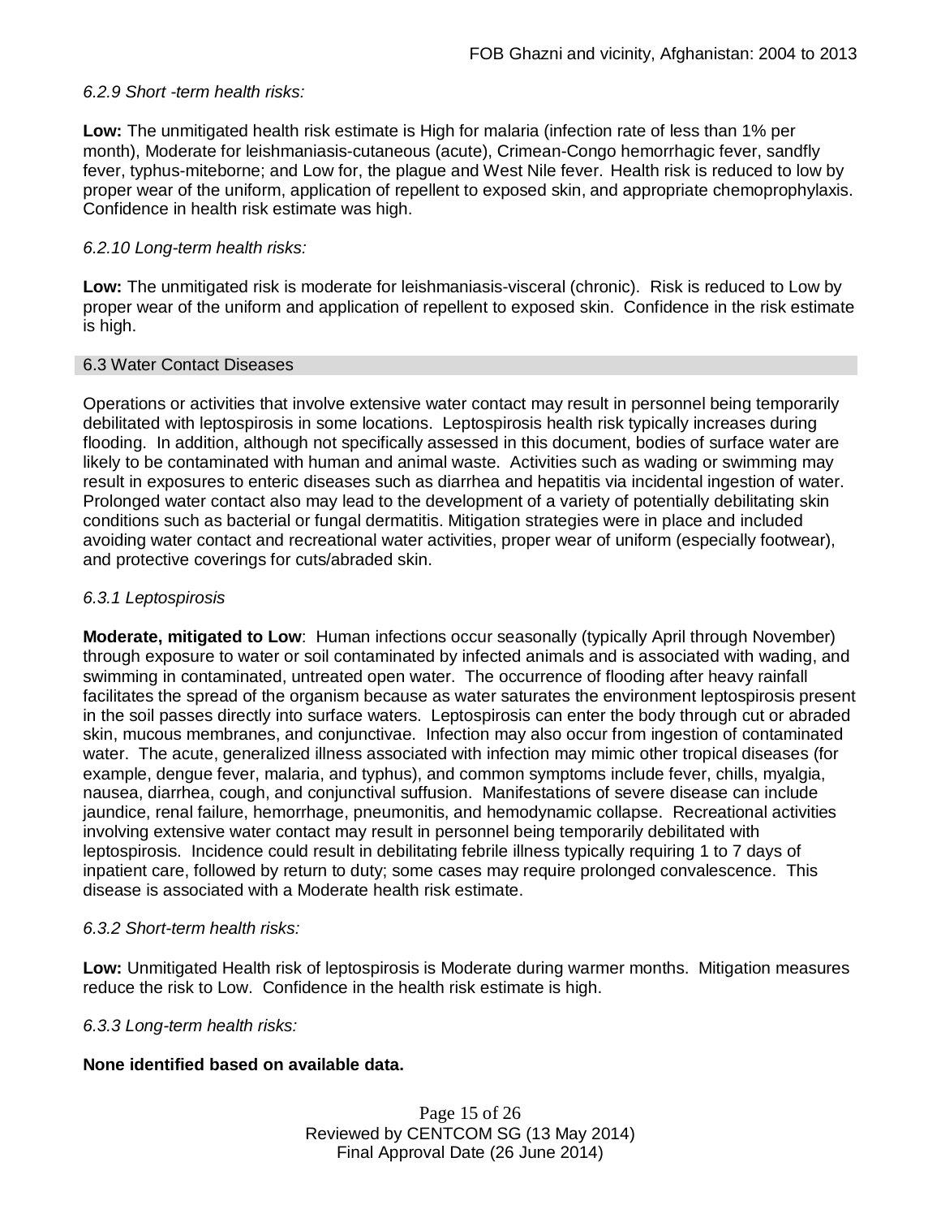*6.2.9 Short -term health risks:*

**Low:** The unmitigated health risk estimate is High for malaria (infection rate of less than 1% per month), Moderate for leishmaniasis-cutaneous (acute), Crimean-Congo hemorrhagic fever, sandfly fever, typhus-miteborne; and Low for, the plague and West Nile fever. Health risk is reduced to low by proper wear of the uniform, application of repellent to exposed skin, and appropriate chemoprophylaxis. Confidence in health risk estimate was high.

*6.2.10 Long-term health risks:*

**Low:** The unmitigated risk is moderate for leishmaniasis-visceral (chronic). Risk is reduced to Low by proper wear of the uniform and application of repellent to exposed skin. Confidence in the risk estimate is high.

## 6.3 Water Contact Diseases

Operations or activities that involve extensive water contact may result in personnel being temporarily debilitated with leptospirosis in some locations. Leptospirosis health risk typically increases during flooding. In addition, although not specifically assessed in this document, bodies of surface water are likely to be contaminated with human and animal waste. Activities such as wading or swimming may result in exposures to enteric diseases such as diarrhea and hepatitis via incidental ingestion of water. Prolonged water contact also may lead to the development of a variety of potentially debilitating skin conditions such as bacterial or fungal dermatitis. Mitigation strategies were in place and included avoiding water contact and recreational water activities, proper wear of uniform (especially footwear), and protective coverings for cuts/abraded skin.

*6.3.1 Leptospirosis*

**Moderate, mitigated to Low**: Human infections occur seasonally (typically April through November) through exposure to water or soil contaminated by infected animals and is associated with wading, and swimming in contaminated, untreated open water. The occurrence of flooding after heavy rainfall facilitates the spread of the organism because as water saturates the environment leptospirosis present in the soil passes directly into surface waters. Leptospirosis can enter the body through cut or abraded skin, mucous membranes, and conjunctivae. Infection may also occur from ingestion of contaminated water. The acute, generalized illness associated with infection may mimic other tropical diseases (for example, dengue fever, malaria, and typhus), and common symptoms include fever, chills, myalgia, nausea, diarrhea, cough, and conjunctival suffusion. Manifestations of severe disease can include jaundice, renal failure, hemorrhage, pneumonitis, and hemodynamic collapse. Recreational activities involving extensive water contact may result in personnel being temporarily debilitated with leptospirosis. Incidence could result in debilitating febrile illness typically requiring 1 to 7 days of inpatient care, followed by return to duty; some cases may require prolonged convalescence. This disease is associated with a Moderate health risk estimate.

*6.3.2 Short-term health risks:*

**Low:** Unmitigated Health risk of leptospirosis is Moderate during warmer months. Mitigation measures reduce the risk to Low. Confidence in the health risk estimate is high.

*6.3.3 Long-term health risks:*

**None identified based on available data.**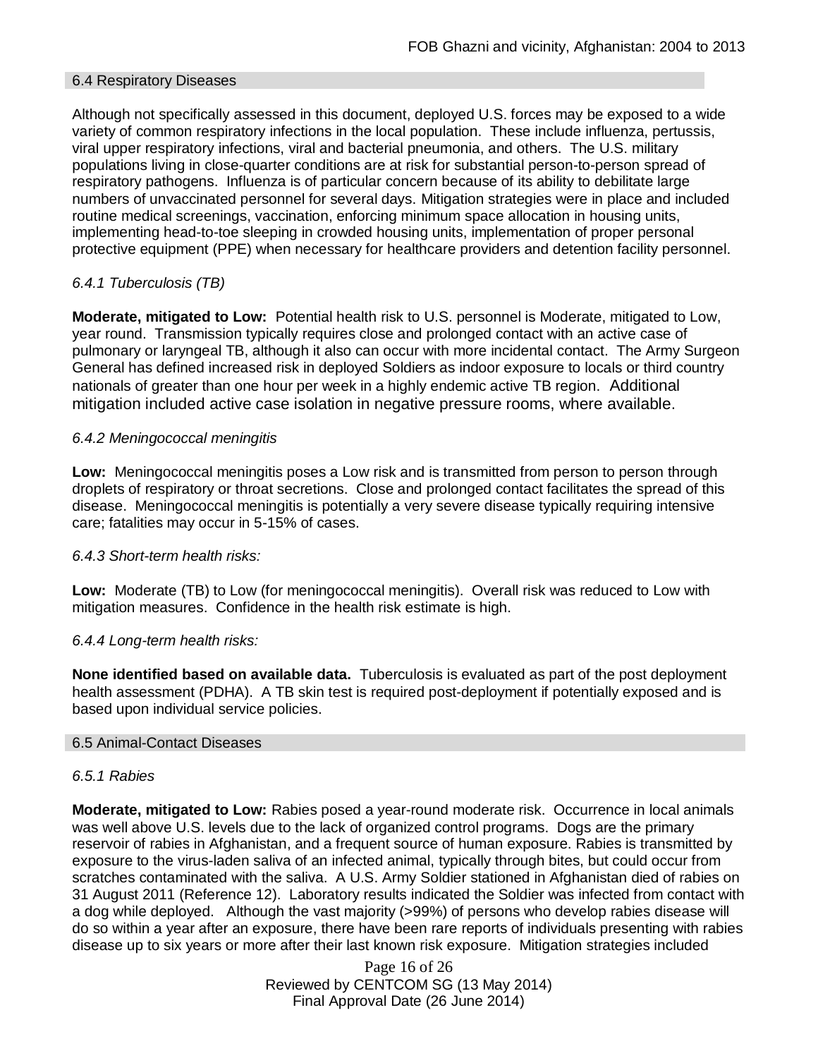## 6.4 Respiratory Diseases

Although not specifically assessed in this document, deployed U.S. forces may be exposed to a wide variety of common respiratory infections in the local population. These include influenza, pertussis, viral upper respiratory infections, viral and bacterial pneumonia, and others. The U.S. military populations living in close-quarter conditions are at risk for substantial person-to-person spread of respiratory pathogens. Influenza is of particular concern because of its ability to debilitate large numbers of unvaccinated personnel for several days. Mitigation strategies were in place and included routine medical screenings, vaccination, enforcing minimum space allocation in housing units, implementing head-to-toe sleeping in crowded housing units, implementation of proper personal protective equipment (PPE) when necessary for healthcare providers and detention facility personnel.

### *6.4.1 Tuberculosis (TB)*

**Moderate, mitigated to Low:** Potential health risk to U.S. personnel is Moderate, mitigated to Low, year round. Transmission typically requires close and prolonged contact with an active case of pulmonary or laryngeal TB, although it also can occur with more incidental contact. The Army Surgeon General has defined increased risk in deployed Soldiers as indoor exposure to locals or third country nationals of greater than one hour per week in a highly endemic active TB region. Additional mitigation included active case isolation in negative pressure rooms, where available.

### *6.4.2 Meningococcal meningitis*

**Low:** Meningococcal meningitis poses a Low risk and is transmitted from person to person through droplets of respiratory or throat secretions. Close and prolonged contact facilitates the spread of this disease. Meningococcal meningitis is potentially a very severe disease typically requiring intensive care; fatalities may occur in 5-15% of cases.

### *6.4.3 Short-term health risks:*

**Low:** Moderate (TB) to Low (for meningococcal meningitis). Overall risk was reduced to Low with mitigation measures. Confidence in the health risk estimate is high.

### *6.4.4 Long-term health risks:*

**None identified based on available data.** Tuberculosis is evaluated as part of the post deployment health assessment (PDHA). A TB skin test is required post-deployment if potentially exposed and is based upon individual service policies.

## 6.5 Animal-Contact Diseases

### *6.5.1 Rabies*

**Moderate, mitigated to Low:** Rabies posed a year-round moderate risk. Occurrence in local animals was well above U.S. levels due to the lack of organized control programs. Dogs are the primary reservoir of rabies in Afghanistan, and a frequent source of human exposure. Rabies is transmitted by exposure to the virus-laden saliva of an infected animal, typically through bites, but could occur from scratches contaminated with the saliva. A U.S. Army Soldier stationed in Afghanistan died of rabies on 31 August 2011 (Reference 12). Laboratory results indicated the Soldier was infected from contact with a dog while deployed. Although the vast majority (>99%) of persons who develop rabies disease will do so within a year after an exposure, there have been rare reports of individuals presenting with rabies disease up to six years or more after their last known risk exposure. Mitigation strategies included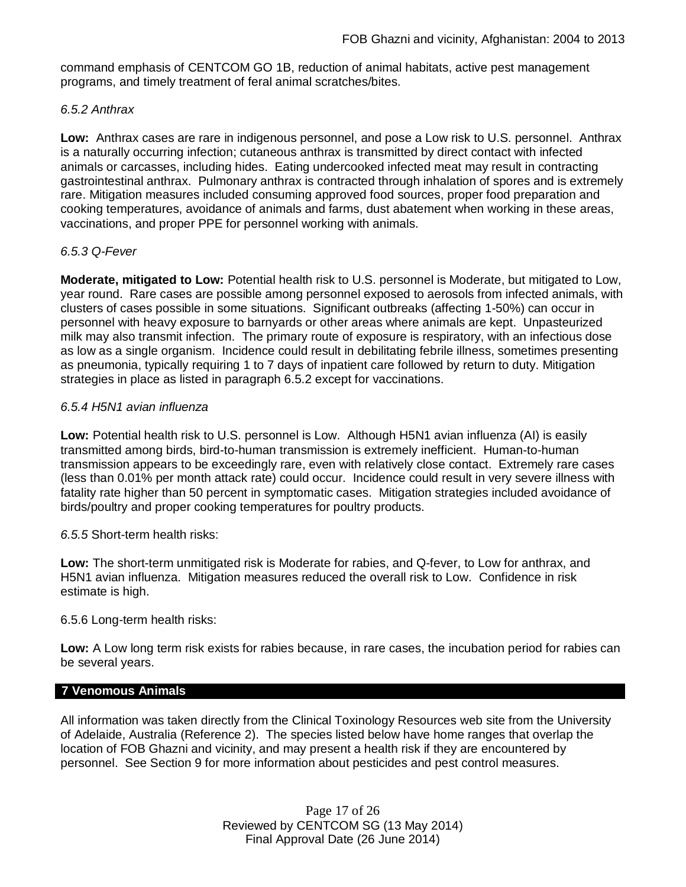command emphasis of CENTCOM GO 1B, reduction of animal habitats, active pest management programs, and timely treatment of feral animal scratches/bites.

*6.5.2 Anthrax*

**Low:** Anthrax cases are rare in indigenous personnel, and pose a Low risk to U.S. personnel. Anthrax is a naturally occurring infection; cutaneous anthrax is transmitted by direct contact with infected animals or carcasses, including hides. Eating undercooked infected meat may result in contracting gastrointestinal anthrax. Pulmonary anthrax is contracted through inhalation of spores and is extremely rare. Mitigation measures included consuming approved food sources, proper food preparation and cooking temperatures, avoidance of animals and farms, dust abatement when working in these areas, vaccinations, and proper PPE for personnel working with animals.

*6.5.3 Q-Fever*

**Moderate, mitigated to Low:** Potential health risk to U.S. personnel is Moderate, but mitigated to Low, year round. Rare cases are possible among personnel exposed to aerosols from infected animals, with clusters of cases possible in some situations. Significant outbreaks (affecting 1-50%) can occur in personnel with heavy exposure to barnyards or other areas where animals are kept. Unpasteurized milk may also transmit infection. The primary route of exposure is respiratory, with an infectious dose as low as a single organism. Incidence could result in debilitating febrile illness, sometimes presenting as pneumonia, typically requiring 1 to 7 days of inpatient care followed by return to duty. Mitigation strategies in place as listed in paragraph 6.5.2 except for vaccinations.

*6.5.4 H5N1 avian influenza*

**Low:** Potential health risk to U.S. personnel is Low. Although H5N1 avian influenza (AI) is easily transmitted among birds, bird-to-human transmission is extremely inefficient. Human-to-human transmission appears to be exceedingly rare, even with relatively close contact. Extremely rare cases (less than 0.01% per month attack rate) could occur. Incidence could result in very severe illness with fatality rate higher than 50 percent in symptomatic cases. Mitigation strategies included avoidance of birds/poultry and proper cooking temperatures for poultry products.

*6.5.5* Short-term health risks:

**Low:** The short-term unmitigated risk is Moderate for rabies, and Q-fever, to Low for anthrax, and H5N1 avian influenza. Mitigation measures reduced the overall risk to Low. Confidence in risk estimate is high.

6.5.6 Long-term health risks:

**Low:** A Low long term risk exists for rabies because, in rare cases, the incubation period for rabies can be several years.

## 7 Venomous Animals

All information was taken directly from the Clinical Toxinology Resources web site from the University of Adelaide, Australia (Reference 2). The species listed below have home ranges that overlap the location of FOB Ghazni and vicinity, and may present a health risk if they are encountered by personnel. See Section 9 for more information about pesticides and pest control measures.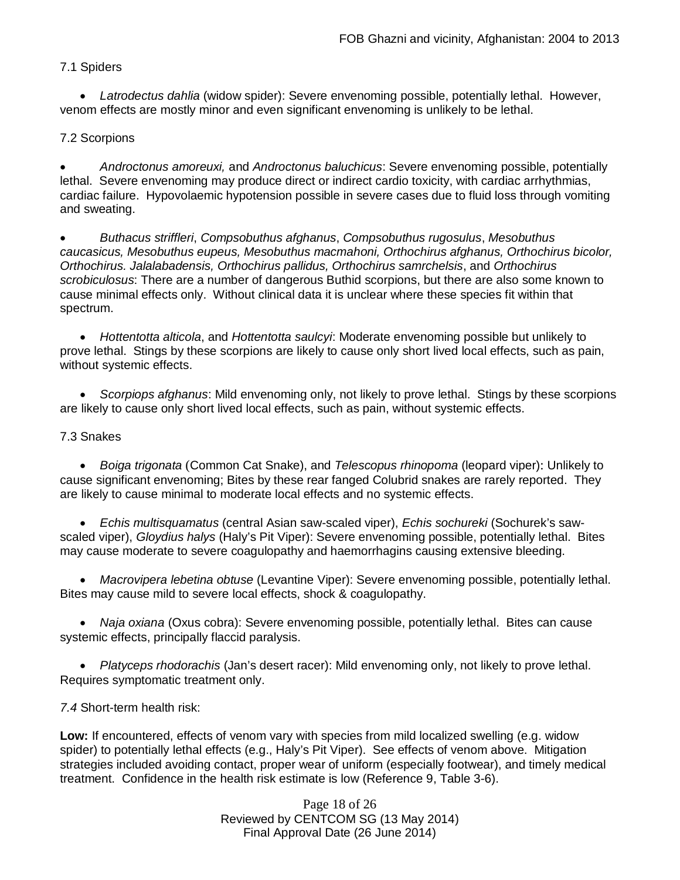7.1 Spiders

- *Latrodectus dahlia* (widow spider): Severe envenoming possible, potentially lethal. However, venom effects are mostly minor and even significant envenoming is unlikely to be lethal.

7.2 Scorpions

- *Androctonus amoreuxi,* and *Androctonus baluchicus*: Severe envenoming possible, potentially lethal. Severe envenoming may produce direct or indirect cardio toxicity, with cardiac arrhythmias, cardiac failure. Hypovolaemic hypotension possible in severe cases due to fluid loss through vomiting and sweating.

- *Buthacus striffleri*, *Compsobuthus afghanus*, *Compsobuthus rugosulus*, *Mesobuthus caucasicus, Mesobuthus eupeus, Mesobuthus macmahoni, Orthochirus afghanus, Orthochirus bicolor, Orthochirus. Jalalabadensis, Orthochirus pallidus, Orthochirus samrchelsis*, and *Orthochirus scrobiculosus*: There are a number of dangerous Buthid scorpions, but there are also some known to cause minimal effects only. Without clinical data it is unclear where these species fit within that spectrum.

- *Hottentotta alticola*, and *Hottentotta saulcyi*: Moderate envenoming possible but unlikely to prove lethal. Stings by these scorpions are likely to cause only short lived local effects, such as pain, without systemic effects.

- *Scorpiops afghanus*: Mild envenoming only, not likely to prove lethal. Stings by these scorpions are likely to cause only short lived local effects, such as pain, without systemic effects.

7.3 Snakes

- *Boiga trigonata* (Common Cat Snake), and *Telescopus rhinopoma* (leopard viper): Unlikely to cause significant envenoming; Bites by these rear fanged Colubrid snakes are rarely reported. They are likely to cause minimal to moderate local effects and no systemic effects.

- *Echis multisquamatus* (central Asian saw-scaled viper), *Echis sochureki* (Sochurek's saw-scaled viper), *Gloydius halys* (Haly's Pit Viper): Severe envenoming possible, potentially lethal. Bites may cause moderate to severe coagulopathy and haemorrhagins causing extensive bleeding.

- *Macrovipera lebetina obtuse* (Levantine Viper): Severe envenoming possible, potentially lethal. Bites may cause mild to severe local effects, shock & coagulopathy.

- *Naja oxiana* (Oxus cobra): Severe envenoming possible, potentially lethal. Bites can cause systemic effects, principally flaccid paralysis.

- *Platyceps rhodorachis* (Jan's desert racer): Mild envenoming only, not likely to prove lethal. Requires symptomatic treatment only.

*7.4* Short-term health risk:

**Low:** If encountered, effects of venom vary with species from mild localized swelling (e.g. widow spider) to potentially lethal effects (e.g., Haly's Pit Viper). See effects of venom above. Mitigation strategies included avoiding contact, proper wear of uniform (especially footwear), and timely medical treatment. Confidence in the health risk estimate is low (Reference 9, Table 3-6).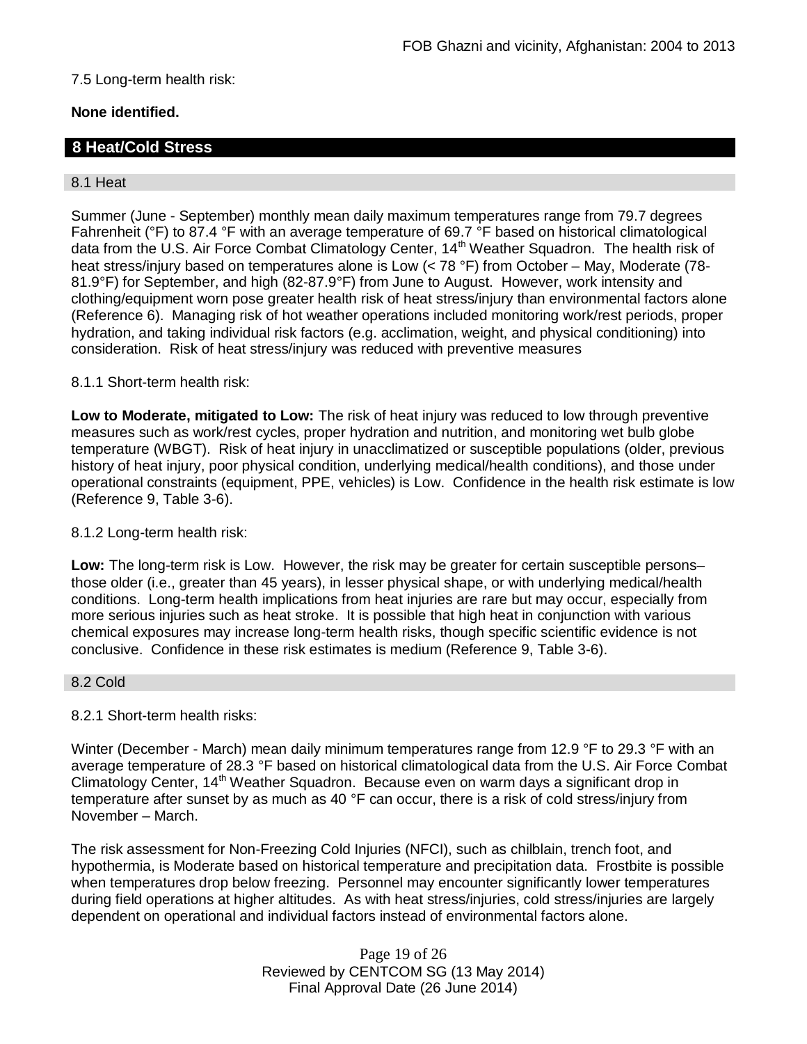7.5 Long-term health risk:

**None identified.**

## 8 Heat/Cold Stress

### 8.1 Heat

Summer (June - September) monthly mean daily maximum temperatures range from 79.7 degrees Fahrenheit (°F) to 87.4 °F with an average temperature of 69.7 °F based on historical climatological data from the U.S. Air Force Combat Climatology Center, 14th Weather Squadron. The health risk of heat stress/injury based on temperatures alone is Low (< 78 °F) from October – May, Moderate (78-81.9°F) for September, and high (82-87.9°F) from June to August. However, work intensity and clothing/equipment worn pose greater health risk of heat stress/injury than environmental factors alone (Reference 6). Managing risk of hot weather operations included monitoring work/rest periods, proper hydration, and taking individual risk factors (e.g. acclimation, weight, and physical conditioning) into consideration. Risk of heat stress/injury was reduced with preventive measures

8.1.1 Short-term health risk:

**Low to Moderate, mitigated to Low:** The risk of heat injury was reduced to low through preventive measures such as work/rest cycles, proper hydration and nutrition, and monitoring wet bulb globe temperature (WBGT). Risk of heat injury in unacclimatized or susceptible populations (older, previous history of heat injury, poor physical condition, underlying medical/health conditions), and those under operational constraints (equipment, PPE, vehicles) is Low. Confidence in the health risk estimate is low (Reference 9, Table 3-6).

8.1.2 Long-term health risk:

**Low:** The long-term risk is Low. However, the risk may be greater for certain susceptible persons– those older (i.e., greater than 45 years), in lesser physical shape, or with underlying medical/health conditions. Long-term health implications from heat injuries are rare but may occur, especially from more serious injuries such as heat stroke. It is possible that high heat in conjunction with various chemical exposures may increase long-term health risks, though specific scientific evidence is not conclusive. Confidence in these risk estimates is medium (Reference 9, Table 3-6).

### 8.2 Cold

8.2.1 Short-term health risks:

Winter (December - March) mean daily minimum temperatures range from 12.9 °F to 29.3 °F with an average temperature of 28.3 °F based on historical climatological data from the U.S. Air Force Combat Climatology Center, 14th Weather Squadron. Because even on warm days a significant drop in temperature after sunset by as much as 40 °F can occur, there is a risk of cold stress/injury from November – March.

The risk assessment for Non-Freezing Cold Injuries (NFCI), such as chilblain, trench foot, and hypothermia, is Moderate based on historical temperature and precipitation data. Frostbite is possible when temperatures drop below freezing. Personnel may encounter significantly lower temperatures during field operations at higher altitudes. As with heat stress/injuries, cold stress/injuries are largely dependent on operational and individual factors instead of environmental factors alone.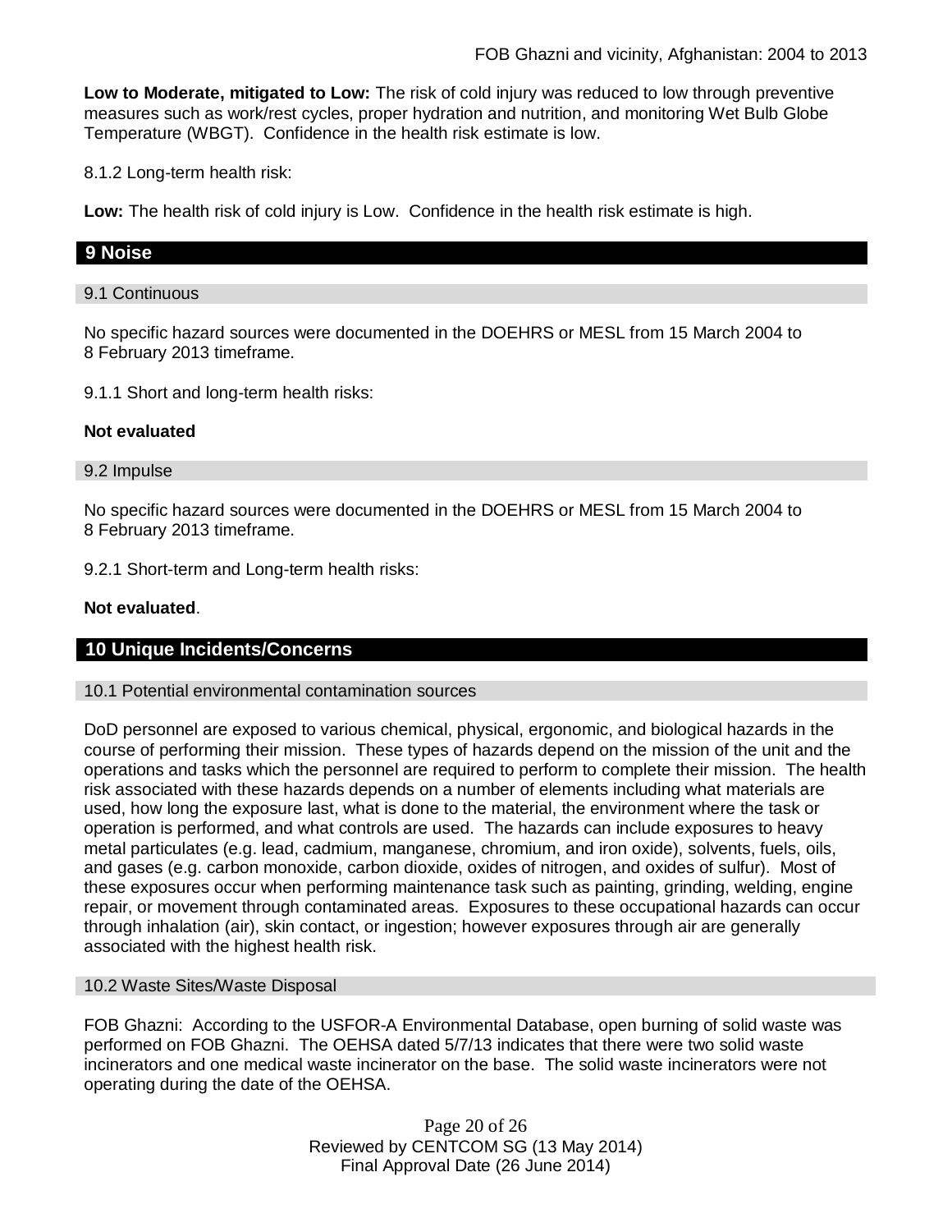**Low to Moderate, mitigated to Low:** The risk of cold injury was reduced to low through preventive measures such as work/rest cycles, proper hydration and nutrition, and monitoring Wet Bulb Globe Temperature (WBGT). Confidence in the health risk estimate is low.

8.1.2 Long-term health risk:

**Low:** The health risk of cold injury is Low. Confidence in the health risk estimate is high.

## 9 Noise

### 9.1 Continuous

No specific hazard sources were documented in the DOEHRS or MESL from 15 March 2004 to 8 February 2013 timeframe.

9.1.1 Short and long-term health risks:

**Not evaluated**

### 9.2 Impulse

No specific hazard sources were documented in the DOEHRS or MESL from 15 March 2004 to 8 February 2013 timeframe.

9.2.1 Short-term and Long-term health risks:

**Not evaluated**.

## 10 Unique Incidents/Concerns

### 10.1 Potential environmental contamination sources

DoD personnel are exposed to various chemical, physical, ergonomic, and biological hazards in the course of performing their mission. These types of hazards depend on the mission of the unit and the operations and tasks which the personnel are required to perform to complete their mission. The health risk associated with these hazards depends on a number of elements including what materials are used, how long the exposure last, what is done to the material, the environment where the task or operation is performed, and what controls are used. The hazards can include exposures to heavy metal particulates (e.g. lead, cadmium, manganese, chromium, and iron oxide), solvents, fuels, oils, and gases (e.g. carbon monoxide, carbon dioxide, oxides of nitrogen, and oxides of sulfur). Most of these exposures occur when performing maintenance task such as painting, grinding, welding, engine repair, or movement through contaminated areas. Exposures to these occupational hazards can occur through inhalation (air), skin contact, or ingestion; however exposures through air are generally associated with the highest health risk.

### 10.2 Waste Sites/Waste Disposal

FOB Ghazni: According to the USFOR-A Environmental Database, open burning of solid waste was performed on FOB Ghazni. The OEHSA dated 5/7/13 indicates that there were two solid waste incinerators and one medical waste incinerator on the base. The solid waste incinerators were not operating during the date of the OEHSA.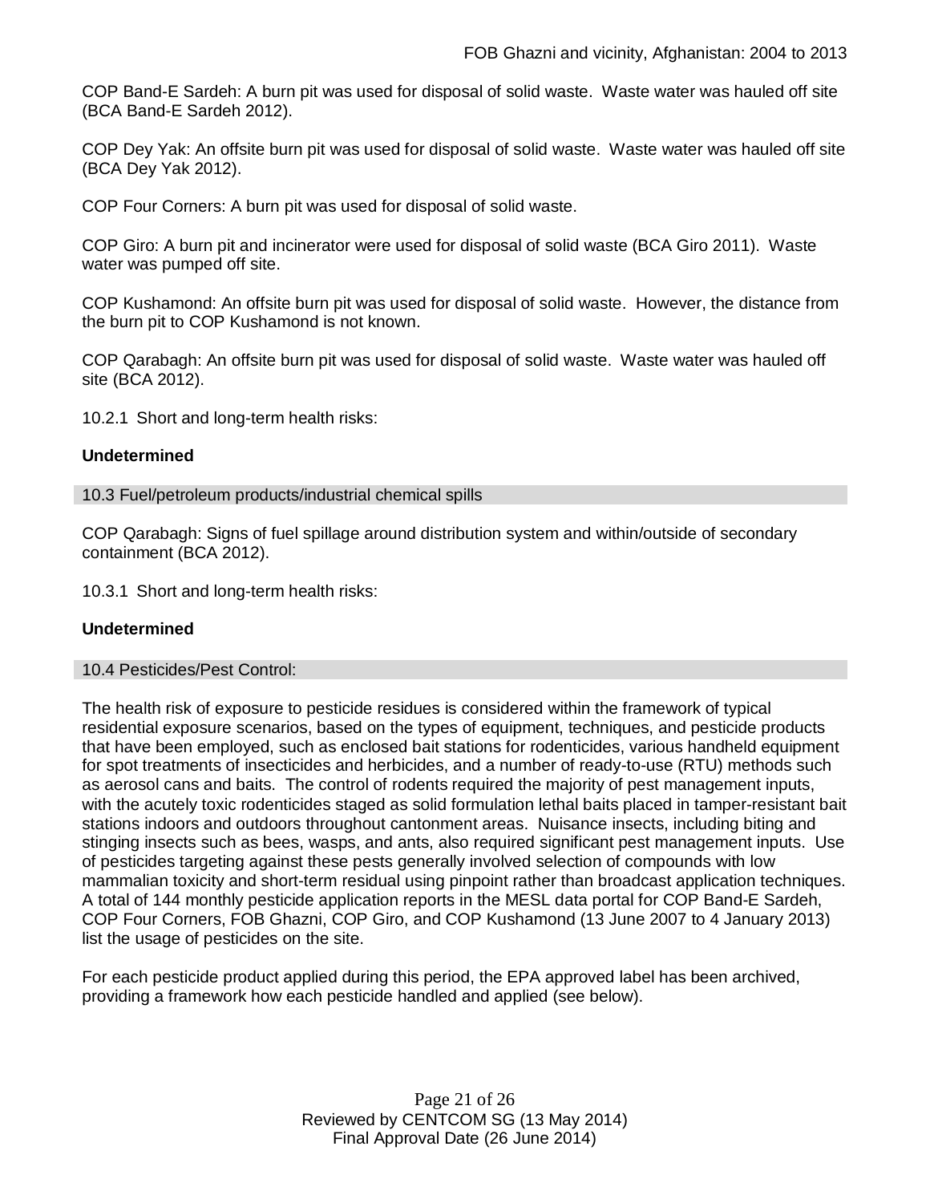COP Band-E Sardeh: A burn pit was used for disposal of solid waste. Waste water was hauled off site (BCA Band-E Sardeh 2012).

COP Dey Yak: An offsite burn pit was used for disposal of solid waste. Waste water was hauled off site (BCA Dey Yak 2012).

COP Four Corners: A burn pit was used for disposal of solid waste.

COP Giro: A burn pit and incinerator were used for disposal of solid waste (BCA Giro 2011). Waste water was pumped off site.

COP Kushamond: An offsite burn pit was used for disposal of solid waste. However, the distance from the burn pit to COP Kushamond is not known.

COP Qarabagh: An offsite burn pit was used for disposal of solid waste. Waste water was hauled off site (BCA 2012).

10.2.1 Short and long-term health risks:

**Undetermined**

## 10.3 Fuel/petroleum products/industrial chemical spills

COP Qarabagh: Signs of fuel spillage around distribution system and within/outside of secondary containment (BCA 2012).

10.3.1 Short and long-term health risks:

**Undetermined**

## 10.4 Pesticides/Pest Control:

The health risk of exposure to pesticide residues is considered within the framework of typical residential exposure scenarios, based on the types of equipment, techniques, and pesticide products that have been employed, such as enclosed bait stations for rodenticides, various handheld equipment for spot treatments of insecticides and herbicides, and a number of ready-to-use (RTU) methods such as aerosol cans and baits. The control of rodents required the majority of pest management inputs, with the acutely toxic rodenticides staged as solid formulation lethal baits placed in tamper-resistant bait stations indoors and outdoors throughout cantonment areas. Nuisance insects, including biting and stinging insects such as bees, wasps, and ants, also required significant pest management inputs. Use of pesticides targeting against these pests generally involved selection of compounds with low mammalian toxicity and short-term residual using pinpoint rather than broadcast application techniques. A total of 144 monthly pesticide application reports in the MESL data portal for COP Band-E Sardeh, COP Four Corners, FOB Ghazni, COP Giro, and COP Kushamond (13 June 2007 to 4 January 2013) list the usage of pesticides on the site.

For each pesticide product applied during this period, the EPA approved label has been archived, providing a framework how each pesticide handled and applied (see below).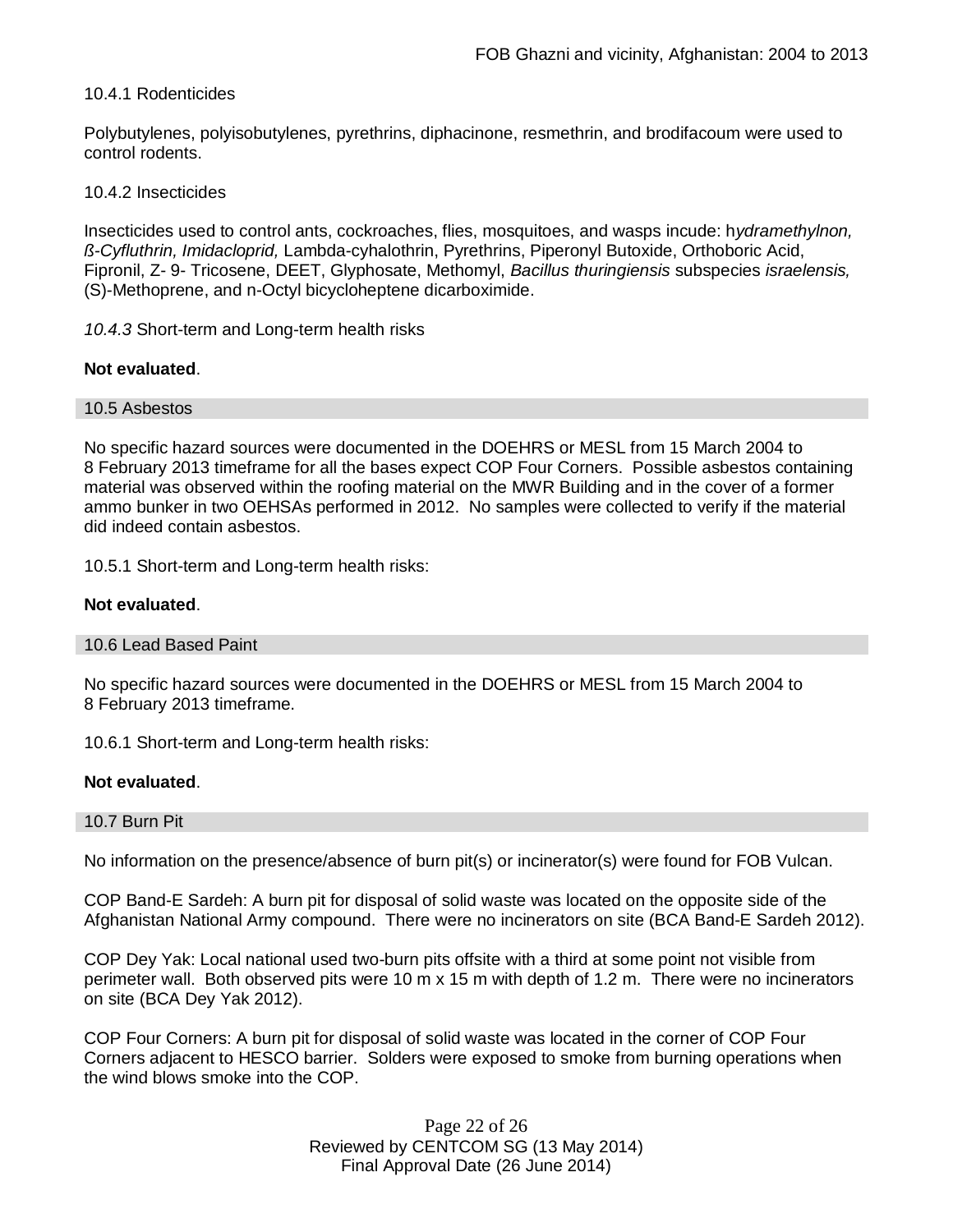10.4.1 Rodenticides

Polybutylenes, polyisobutylenes, pyrethrins, diphacinone, resmethrin, and brodifacoum were used to control rodents.

10.4.2 Insecticides

Insecticides used to control ants, cockroaches, flies, mosquitoes, and wasps incude: h*ydramethylnon, ß-Cyfluthrin, Imidacloprid,* Lambda-cyhalothrin, Pyrethrins, Piperonyl Butoxide, Orthoboric Acid, Fipronil, Z- 9- Tricosene, DEET, Glyphosate, Methomyl, *Bacillus thuringiensis* subspecies *israelensis,* (S)-Methoprene, and n-Octyl bicycloheptene dicarboximide.

*10.4.3* Short-term and Long-term health risks

**Not evaluated**.

## 10.5 Asbestos

No specific hazard sources were documented in the DOEHRS or MESL from 15 March 2004 to 8 February 2013 timeframe for all the bases expect COP Four Corners. Possible asbestos containing material was observed within the roofing material on the MWR Building and in the cover of a former ammo bunker in two OEHSAs performed in 2012. No samples were collected to verify if the material did indeed contain asbestos.

10.5.1 Short-term and Long-term health risks:

**Not evaluated**.

## 10.6 Lead Based Paint

No specific hazard sources were documented in the DOEHRS or MESL from 15 March 2004 to 8 February 2013 timeframe.

10.6.1 Short-term and Long-term health risks:

**Not evaluated**.

## 10.7 Burn Pit

No information on the presence/absence of burn pit(s) or incinerator(s) were found for FOB Vulcan.

COP Band-E Sardeh: A burn pit for disposal of solid waste was located on the opposite side of the Afghanistan National Army compound. There were no incinerators on site (BCA Band-E Sardeh 2012).

COP Dey Yak: Local national used two-burn pits offsite with a third at some point not visible from perimeter wall. Both observed pits were 10 m x 15 m with depth of 1.2 m. There were no incinerators on site (BCA Dey Yak 2012).

COP Four Corners: A burn pit for disposal of solid waste was located in the corner of COP Four Corners adjacent to HESCO barrier. Solders were exposed to smoke from burning operations when the wind blows smoke into the COP.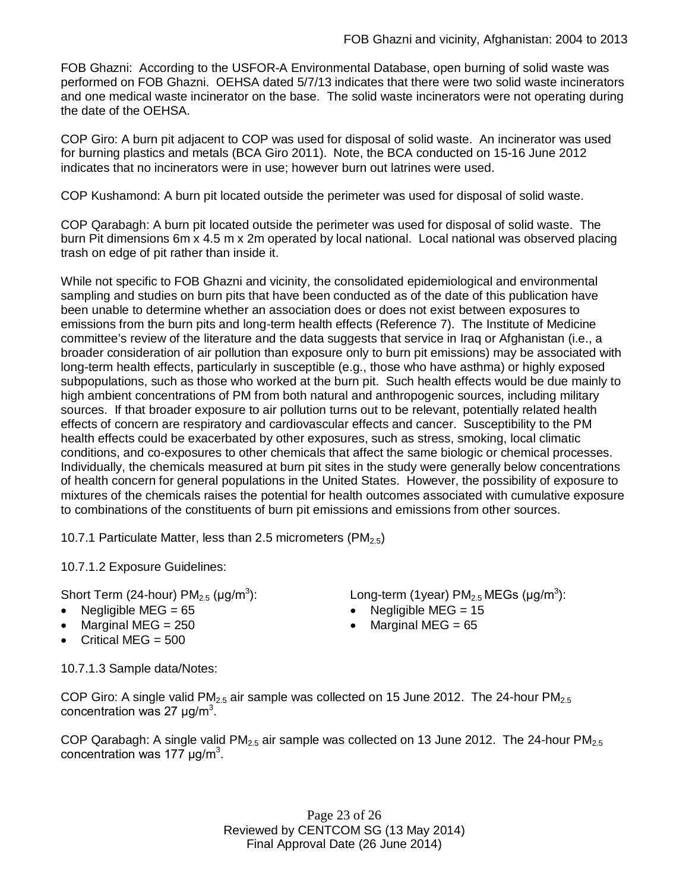FOB Ghazni: According to the USFOR-A Environmental Database, open burning of solid waste was performed on FOB Ghazni. OEHSA dated 5/7/13 indicates that there were two solid waste incinerators and one medical waste incinerator on the base. The solid waste incinerators were not operating during the date of the OEHSA.

COP Giro: A burn pit adjacent to COP was used for disposal of solid waste. An incinerator was used for burning plastics and metals (BCA Giro 2011). Note, the BCA conducted on 15-16 June 2012 indicates that no incinerators were in use; however burn out latrines were used.

COP Kushamond: A burn pit located outside the perimeter was used for disposal of solid waste.

COP Qarabagh: A burn pit located outside the perimeter was used for disposal of solid waste. The burn Pit dimensions 6m x 4.5 m x 2m operated by local national. Local national was observed placing trash on edge of pit rather than inside it.

While not specific to FOB Ghazni and vicinity, the consolidated epidemiological and environmental sampling and studies on burn pits that have been conducted as of the date of this publication have been unable to determine whether an association does or does not exist between exposures to emissions from the burn pits and long-term health effects (Reference 7). The Institute of Medicine committee's review of the literature and the data suggests that service in Iraq or Afghanistan (i.e., a broader consideration of air pollution than exposure only to burn pit emissions) may be associated with long-term health effects, particularly in susceptible (e.g., those who have asthma) or highly exposed subpopulations, such as those who worked at the burn pit. Such health effects would be due mainly to high ambient concentrations of PM from both natural and anthropogenic sources, including military sources. If that broader exposure to air pollution turns out to be relevant, potentially related health effects of concern are respiratory and cardiovascular effects and cancer. Susceptibility to the PM health effects could be exacerbated by other exposures, such as stress, smoking, local climatic conditions, and co-exposures to other chemicals that affect the same biologic or chemical processes. Individually, the chemicals measured at burn pit sites in the study were generally below concentrations of health concern for general populations in the United States. However, the possibility of exposure to mixtures of the chemicals raises the potential for health outcomes associated with cumulative exposure to combinations of the constituents of burn pit emissions and emissions from other sources.

10.7.1 Particulate Matter, less than 2.5 micrometers ($PM_{2.5}$)

10.7.1.2 Exposure Guidelines:

Short Term (24-hour) $PM_{2.5}$ (µg/m$^3$):

- Negligible MEG = 65
- Marginal MEG = 250
- Critical MEG = 500

Long-term (1year) $PM_{2.5}$ MEGs (µg/m$^3$):

- Negligible MEG = 15
- Marginal MEG = 65

10.7.1.3 Sample data/Notes:

COP Giro: A single valid $PM_{2.5}$ air sample was collected on 15 June 2012. The 24-hour $PM_{2.5}$ concentration was 27 µg/m$^3$.

COP Qarabagh: A single valid $PM_{2.5}$ air sample was collected on 13 June 2012. The 24-hour $PM_{2.5}$ concentration was 177 µg/m$^3$.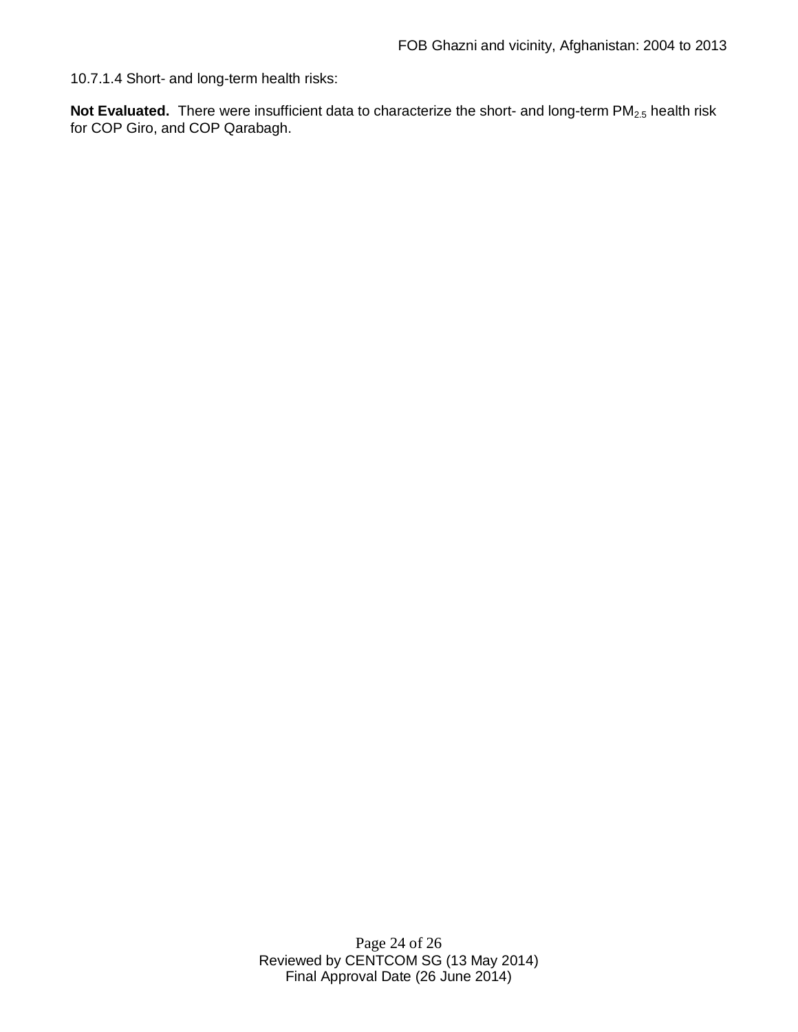10.7.1.4 Short- and long-term health risks:

**Not Evaluated.** There were insufficient data to characterize the short- and long-term $PM_{2.5}$ health risk for COP Giro, and COP Qarabagh.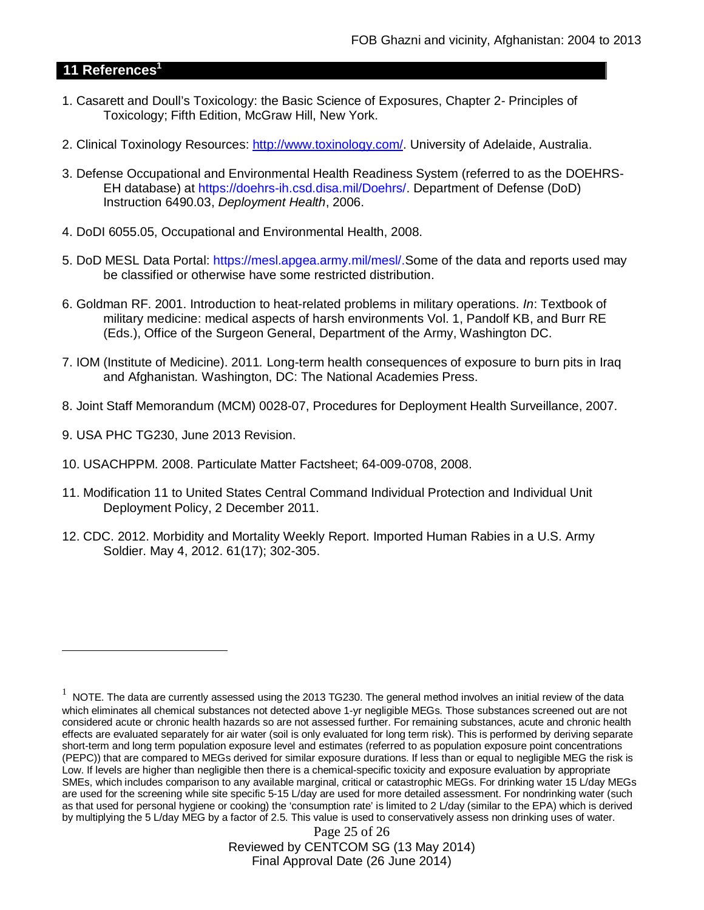## 11 References[1]

1. Casarett and Doull's Toxicology: the Basic Science of Exposures, Chapter 2- Principles of Toxicology; Fifth Edition, McGraw Hill, New York.

2. Clinical Toxinology Resources: http://www.toxinology.com/. University of Adelaide, Australia.

3. Defense Occupational and Environmental Health Readiness System (referred to as the DOEHRS-EH database) at https://doehrs-ih.csd.disa.mil/Doehrs/. Department of Defense (DoD) Instruction 6490.03, *Deployment Health*, 2006.

4. DoDI 6055.05, Occupational and Environmental Health, 2008.

5. DoD MESL Data Portal: https://mesl.apgea.army.mil/mesl/.Some of the data and reports used may be classified or otherwise have some restricted distribution.

6. Goldman RF. 2001. Introduction to heat-related problems in military operations. *In*: Textbook of military medicine: medical aspects of harsh environments Vol. 1, Pandolf KB, and Burr RE (Eds.), Office of the Surgeon General, Department of the Army, Washington DC.

7. IOM (Institute of Medicine). 2011*.* Long-term health consequences of exposure to burn pits in Iraq and Afghanistan*.* Washington, DC: The National Academies Press.

8. Joint Staff Memorandum (MCM) 0028-07, Procedures for Deployment Health Surveillance, 2007.

9. USA PHC TG230, June 2013 Revision.

10. USACHPPM. 2008. Particulate Matter Factsheet; 64-009-0708, 2008.

11. Modification 11 to United States Central Command Individual Protection and Individual Unit Deployment Policy, 2 December 2011.

12. CDC. 2012. Morbidity and Mortality Weekly Report. Imported Human Rabies in a U.S. Army Soldier. May 4, 2012. 61(17); 302-305.

---

[1] NOTE. The data are currently assessed using the 2013 TG230. The general method involves an initial review of the data which eliminates all chemical substances not detected above 1-yr negligible MEGs. Those substances screened out are not considered acute or chronic health hazards so are not assessed further. For remaining substances, acute and chronic health effects are evaluated separately for air water (soil is only evaluated for long term risk). This is performed by deriving separate short-term and long term population exposure level and estimates (referred to as population exposure point concentrations (PEPC)) that are compared to MEGs derived for similar exposure durations. If less than or equal to negligible MEG the risk is Low. If levels are higher than negligible then there is a chemical-specific toxicity and exposure evaluation by appropriate SMEs, which includes comparison to any available marginal, critical or catastrophic MEGs. For drinking water 15 L/day MEGs are used for the screening while site specific 5-15 L/day are used for more detailed assessment. For nondrinking water (such as that used for personal hygiene or cooking) the 'consumption rate' is limited to 2 L/day (similar to the EPA) which is derived by multiplying the 5 L/day MEG by a factor of 2.5. This value is used to conservatively assess non drinking uses of water.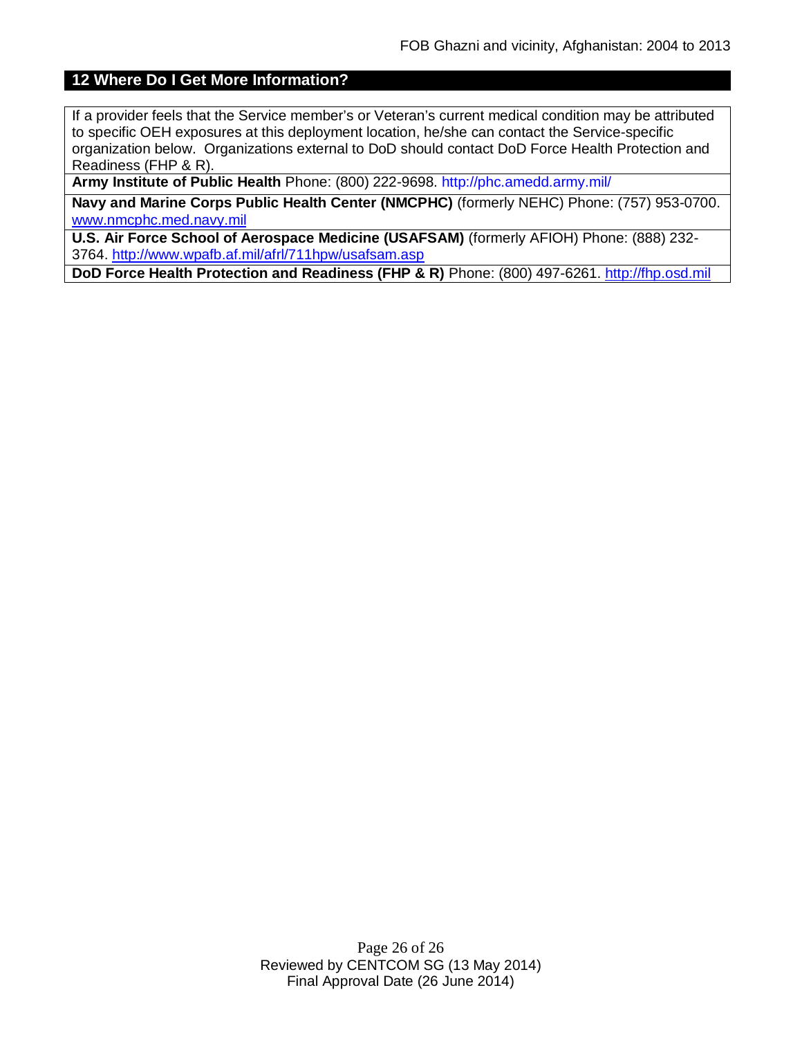## 12 Where Do I Get More Information?

If a provider feels that the Service member's or Veteran's current medical condition may be attributed to specific OEH exposures at this deployment location, he/she can contact the Service-specific organization below. Organizations external to DoD should contact DoD Force Health Protection and Readiness (FHP & R).

**Army Institute of Public Health** Phone: (800) 222-9698. http://phc.amedd.army.mil/

**Navy and Marine Corps Public Health Center (NMCPHC)** (formerly NEHC) Phone: (757) 953-0700. www.nmcphc.med.navy.mil

**U.S. Air Force School of Aerospace Medicine (USAFSAM)** (formerly AFIOH) Phone: (888) 232-3764. http://www.wpafb.af.mil/afrl/711hpw/usafsam.asp

**DoD Force Health Protection and Readiness (FHP & R)** Phone: (800) 497-6261. http://fhp.osd.mil

Reviewed by CENTCOM SG (13 May 2014)
Final Approval Date (26 June 2014)